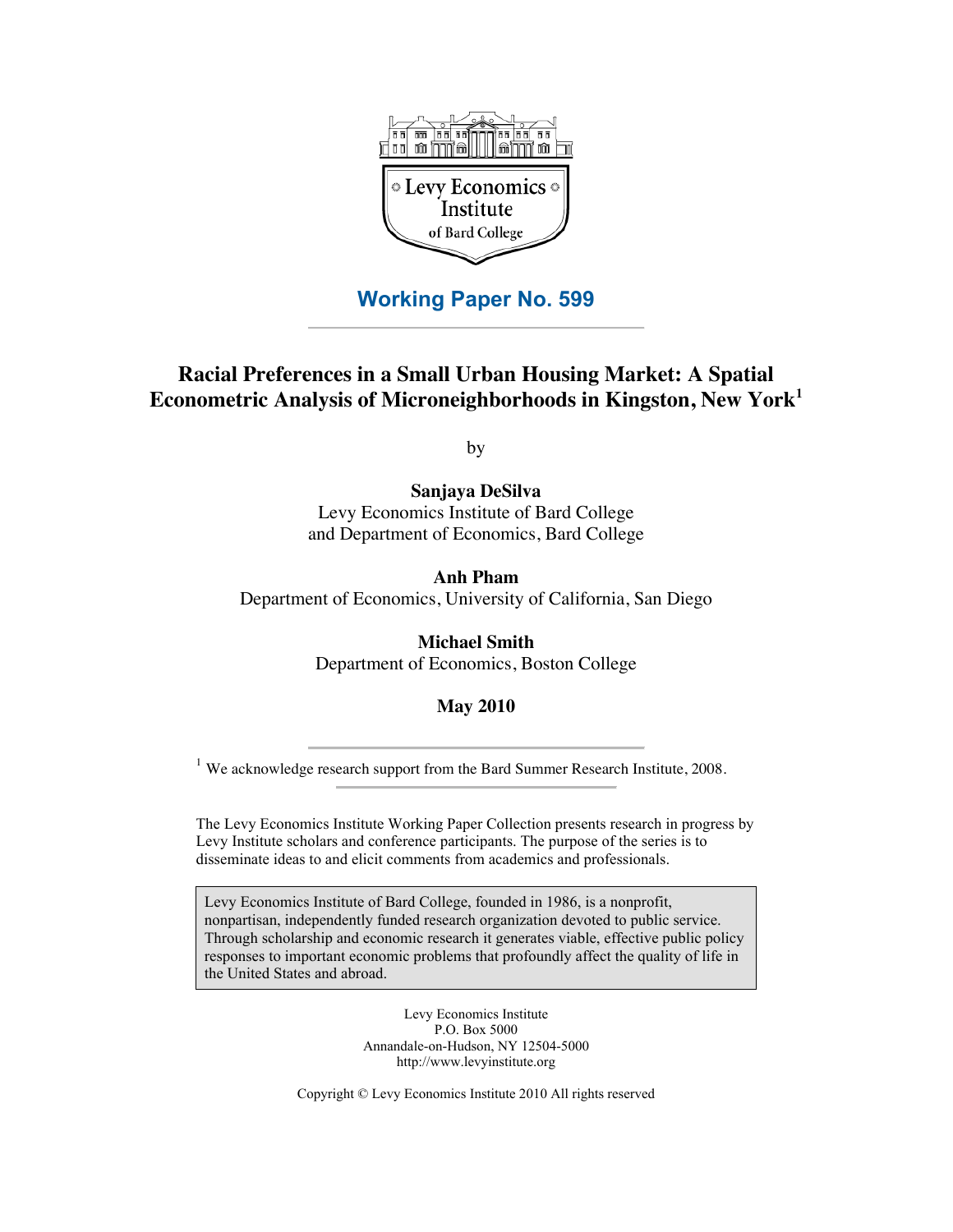Levy Economics Institute of Bard College

**Working Paper No. 599**

---

# Racial Preferences in a Small Urban Housing Market: A Spatial Econometric Analysis of Microneighborhoods in Kingston, New York[1]

by

**Sanjaya DeSilva**
Levy Economics Institute of Bard College
and Department of Economics, Bard College

**Anh Pham**
Department of Economics, University of California, San Diego

**Michael Smith**
Department of Economics, Boston College

**May 2010**

---

[1] We acknowledge research support from the Bard Summer Research Institute, 2008.

---

The Levy Economics Institute Working Paper Collection presents research in progress by Levy Institute scholars and conference participants. The purpose of the series is to disseminate ideas to and elicit comments from academics and professionals.

> Levy Economics Institute of Bard College, founded in 1986, is a nonprofit, nonpartisan, independently funded research organization devoted to public service. Through scholarship and economic research it generates viable, effective public policy responses to important economic problems that profoundly affect the quality of life in the United States and abroad.

Levy Economics Institute
P.O. Box 5000
Annandale-on-Hudson, NY 12504-5000
http://www.levyinstitute.org

Copyright © Levy Economics Institute 2010 All rights reserved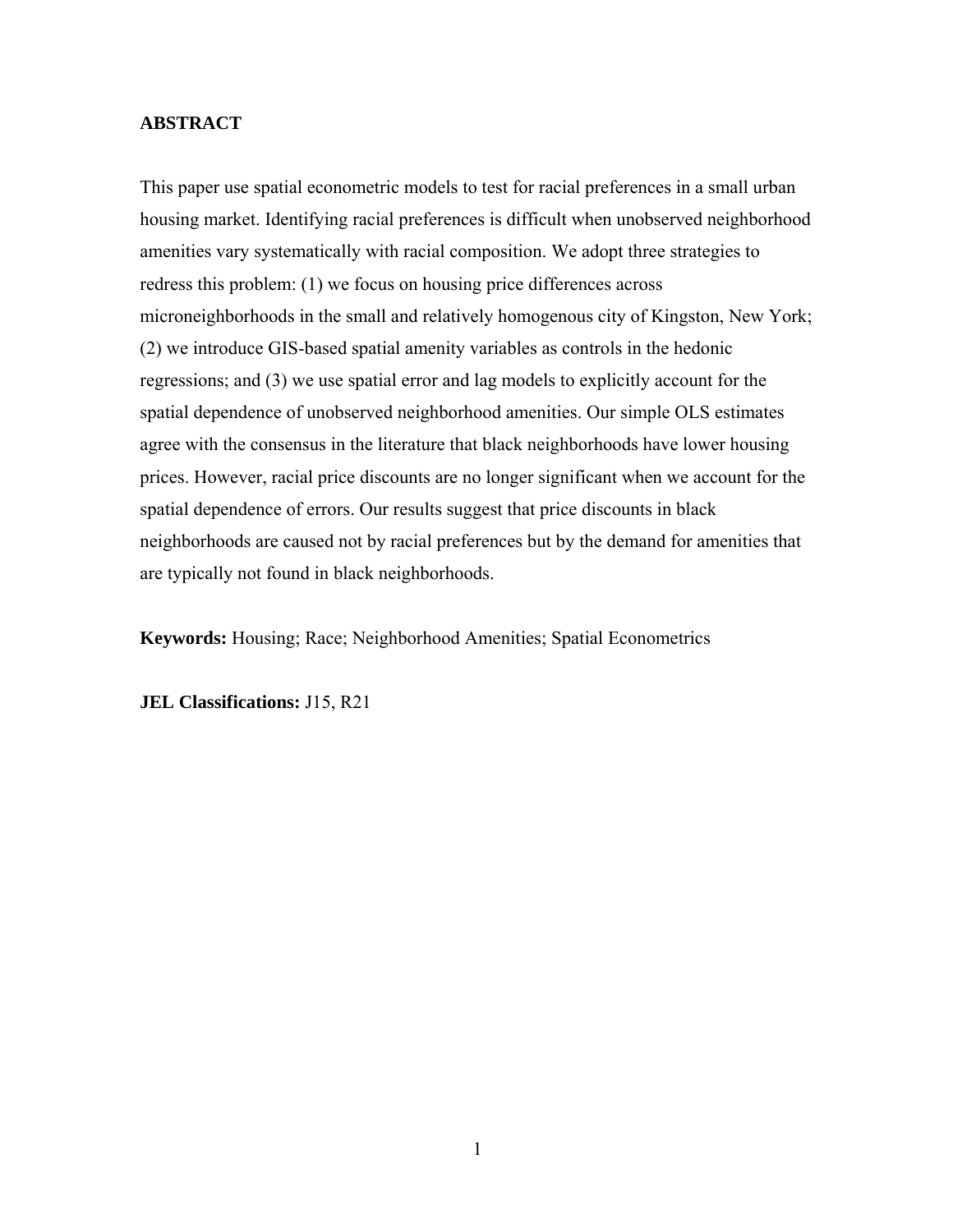**ABSTRACT**

This paper use spatial econometric models to test for racial preferences in a small urban housing market. Identifying racial preferences is difficult when unobserved neighborhood amenities vary systematically with racial composition. We adopt three strategies to redress this problem: (1) we focus on housing price differences across microneighborhoods in the small and relatively homogenous city of Kingston, New York; (2) we introduce GIS-based spatial amenity variables as controls in the hedonic regressions; and (3) we use spatial error and lag models to explicitly account for the spatial dependence of unobserved neighborhood amenities. Our simple OLS estimates agree with the consensus in the literature that black neighborhoods have lower housing prices. However, racial price discounts are no longer significant when we account for the spatial dependence of errors. Our results suggest that price discounts in black neighborhoods are caused not by racial preferences but by the demand for amenities that are typically not found in black neighborhoods.

**Keywords:** Housing; Race; Neighborhood Amenities; Spatial Econometrics

**JEL Classifications:** J15, R21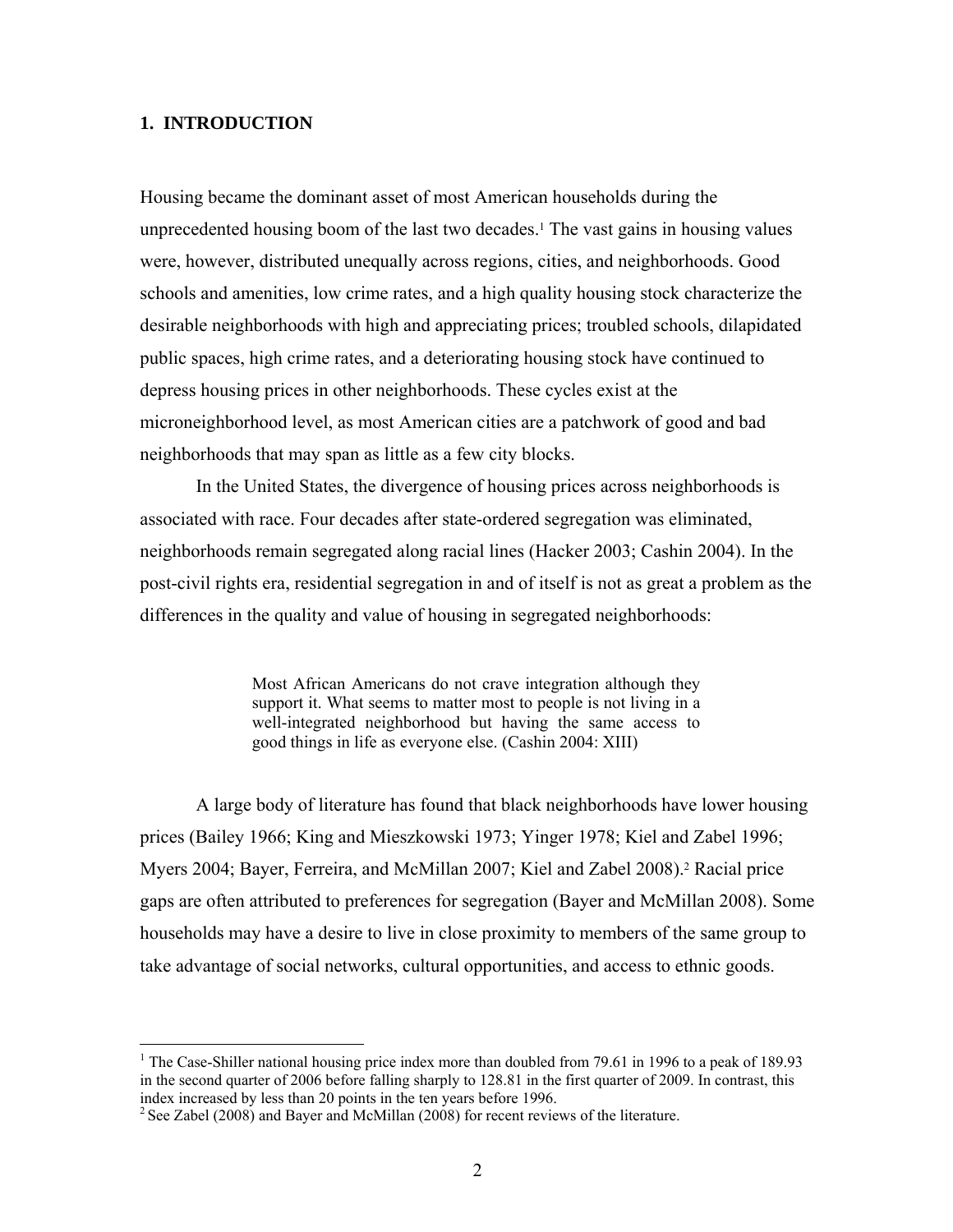## 1. INTRODUCTION

Housing became the dominant asset of most American households during the unprecedented housing boom of the last two decades.[1] The vast gains in housing values were, however, distributed unequally across regions, cities, and neighborhoods. Good schools and amenities, low crime rates, and a high quality housing stock characterize the desirable neighborhoods with high and appreciating prices; troubled schools, dilapidated public spaces, high crime rates, and a deteriorating housing stock have continued to depress housing prices in other neighborhoods. These cycles exist at the microneighborhood level, as most American cities are a patchwork of good and bad neighborhoods that may span as little as a few city blocks.

In the United States, the divergence of housing prices across neighborhoods is associated with race. Four decades after state-ordered segregation was eliminated, neighborhoods remain segregated along racial lines (Hacker 2003; Cashin 2004). In the post-civil rights era, residential segregation in and of itself is not as great a problem as the differences in the quality and value of housing in segregated neighborhoods:

> Most African Americans do not crave integration although they support it. What seems to matter most to people is not living in a well-integrated neighborhood but having the same access to good things in life as everyone else. (Cashin 2004: XIII)

A large body of literature has found that black neighborhoods have lower housing prices (Bailey 1966; King and Mieszkowski 1973; Yinger 1978; Kiel and Zabel 1996; Myers 2004; Bayer, Ferreira, and McMillan 2007; Kiel and Zabel 2008).[2] Racial price gaps are often attributed to preferences for segregation (Bayer and McMillan 2008). Some households may have a desire to live in close proximity to members of the same group to take advantage of social networks, cultural opportunities, and access to ethnic goods.

---

[1] The Case-Shiller national housing price index more than doubled from 79.61 in 1996 to a peak of 189.93 in the second quarter of 2006 before falling sharply to 128.81 in the first quarter of 2009. In contrast, this index increased by less than 20 points in the ten years before 1996.

[2] See Zabel (2008) and Bayer and McMillan (2008) for recent reviews of the literature.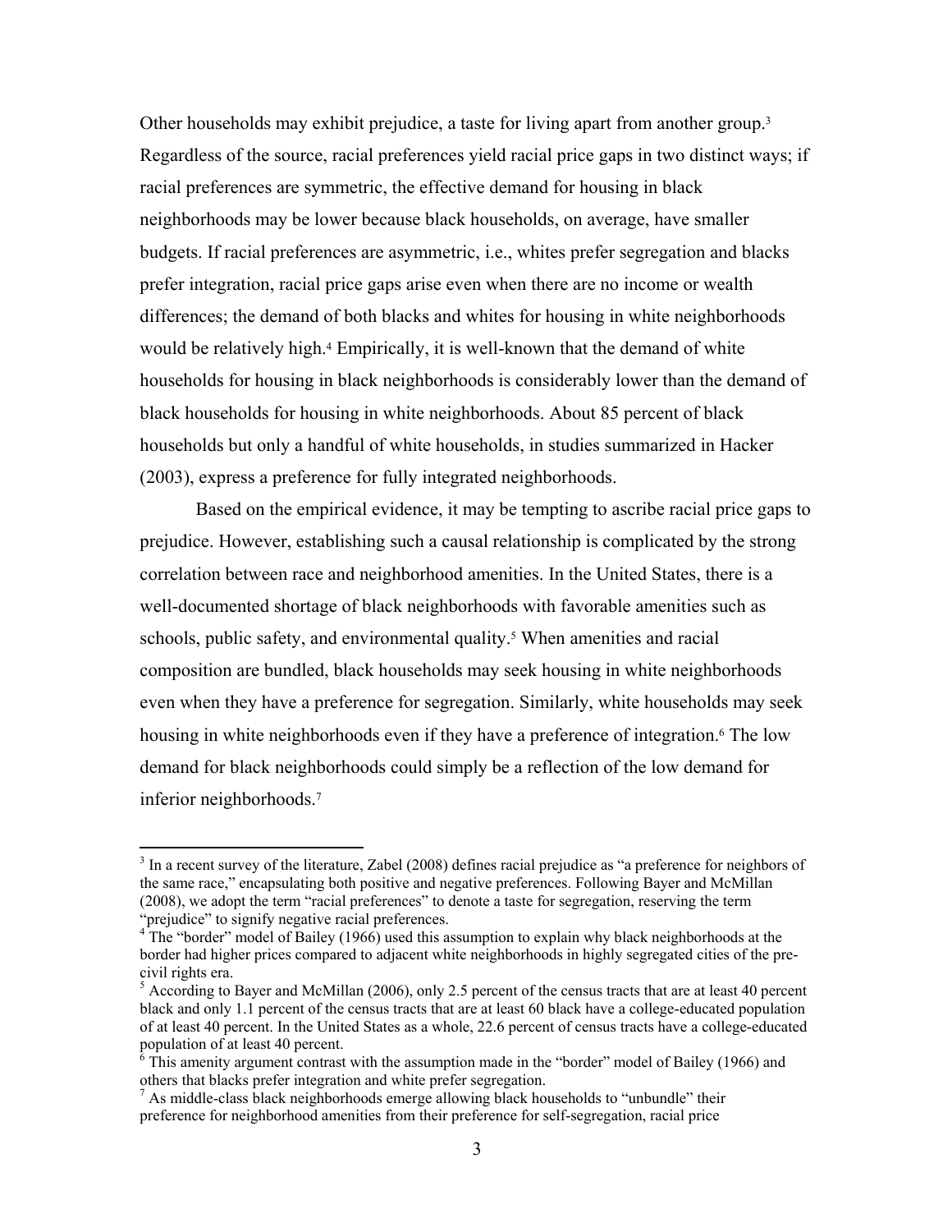Other households may exhibit prejudice, a taste for living apart from another group.[3] Regardless of the source, racial preferences yield racial price gaps in two distinct ways; if racial preferences are symmetric, the effective demand for housing in black neighborhoods may be lower because black households, on average, have smaller budgets. If racial preferences are asymmetric, i.e., whites prefer segregation and blacks prefer integration, racial price gaps arise even when there are no income or wealth differences; the demand of both blacks and whites for housing in white neighborhoods would be relatively high.[4] Empirically, it is well-known that the demand of white households for housing in black neighborhoods is considerably lower than the demand of black households for housing in white neighborhoods. About 85 percent of black households but only a handful of white households, in studies summarized in Hacker (2003), express a preference for fully integrated neighborhoods.

Based on the empirical evidence, it may be tempting to ascribe racial price gaps to prejudice. However, establishing such a causal relationship is complicated by the strong correlation between race and neighborhood amenities. In the United States, there is a well-documented shortage of black neighborhoods with favorable amenities such as schools, public safety, and environmental quality.[5] When amenities and racial composition are bundled, black households may seek housing in white neighborhoods even when they have a preference for segregation. Similarly, white households may seek housing in white neighborhoods even if they have a preference of integration.[6] The low demand for black neighborhoods could simply be a reflection of the low demand for inferior neighborhoods.[7]

---

[3] In a recent survey of the literature, Zabel (2008) defines racial prejudice as "a preference for neighbors of the same race," encapsulating both positive and negative preferences. Following Bayer and McMillan (2008), we adopt the term "racial preferences" to denote a taste for segregation, reserving the term "prejudice" to signify negative racial preferences.

[4] The "border" model of Bailey (1966) used this assumption to explain why black neighborhoods at the border had higher prices compared to adjacent white neighborhoods in highly segregated cities of the pre-civil rights era.

[5] According to Bayer and McMillan (2006), only 2.5 percent of the census tracts that are at least 40 percent black and only 1.1 percent of the census tracts that are at least 60 black have a college-educated population of at least 40 percent. In the United States as a whole, 22.6 percent of census tracts have a college-educated population of at least 40 percent.

[6] This amenity argument contrast with the assumption made in the "border" model of Bailey (1966) and others that blacks prefer integration and white prefer segregation.

[7] As middle-class black neighborhoods emerge allowing black households to "unbundle" their preference for neighborhood amenities from their preference for self-segregation, racial price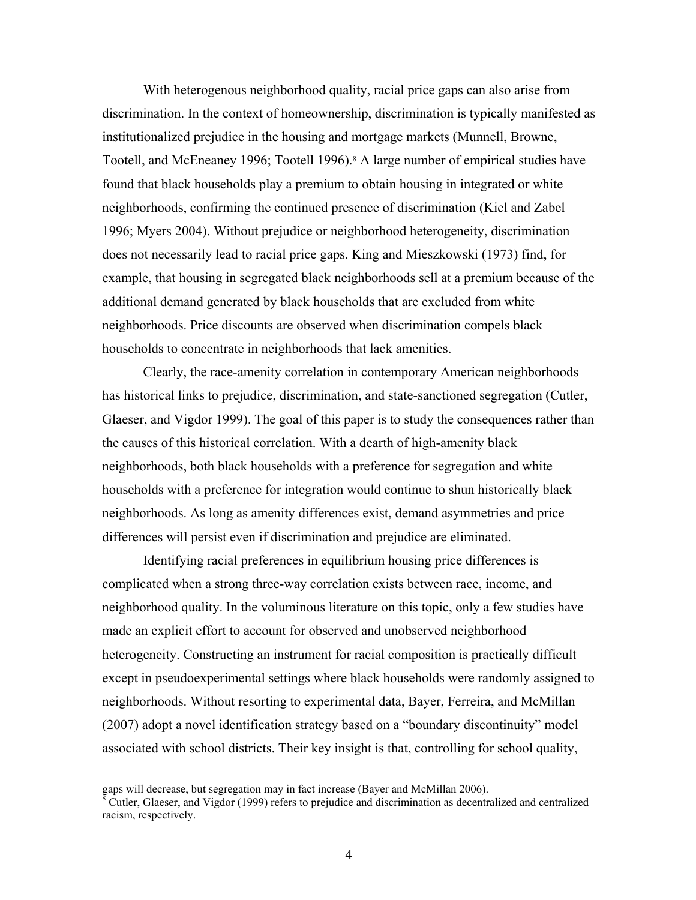With heterogenous neighborhood quality, racial price gaps can also arise from discrimination. In the context of homeownership, discrimination is typically manifested as institutionalized prejudice in the housing and mortgage markets (Munnell, Browne, Tootell, and McEneaney 1996; Tootell 1996).[8] A large number of empirical studies have found that black households play a premium to obtain housing in integrated or white neighborhoods, confirming the continued presence of discrimination (Kiel and Zabel 1996; Myers 2004). Without prejudice or neighborhood heterogeneity, discrimination does not necessarily lead to racial price gaps. King and Mieszkowski (1973) find, for example, that housing in segregated black neighborhoods sell at a premium because of the additional demand generated by black households that are excluded from white neighborhoods. Price discounts are observed when discrimination compels black households to concentrate in neighborhoods that lack amenities.

Clearly, the race-amenity correlation in contemporary American neighborhoods has historical links to prejudice, discrimination, and state-sanctioned segregation (Cutler, Glaeser, and Vigdor 1999). The goal of this paper is to study the consequences rather than the causes of this historical correlation. With a dearth of high-amenity black neighborhoods, both black households with a preference for segregation and white households with a preference for integration would continue to shun historically black neighborhoods. As long as amenity differences exist, demand asymmetries and price differences will persist even if discrimination and prejudice are eliminated.

Identifying racial preferences in equilibrium housing price differences is complicated when a strong three-way correlation exists between race, income, and neighborhood quality. In the voluminous literature on this topic, only a few studies have made an explicit effort to account for observed and unobserved neighborhood heterogeneity. Constructing an instrument for racial composition is practically difficult except in pseudoexperimental settings where black households were randomly assigned to neighborhoods. Without resorting to experimental data, Bayer, Ferreira, and McMillan (2007) adopt a novel identification strategy based on a "boundary discontinuity" model associated with school districts. Their key insight is that, controlling for school quality,

---

gaps will decrease, but segregation may in fact increase (Bayer and McMillan 2006).

[8] Cutler, Glaeser, and Vigdor (1999) refers to prejudice and discrimination as decentralized and centralized racism, respectively.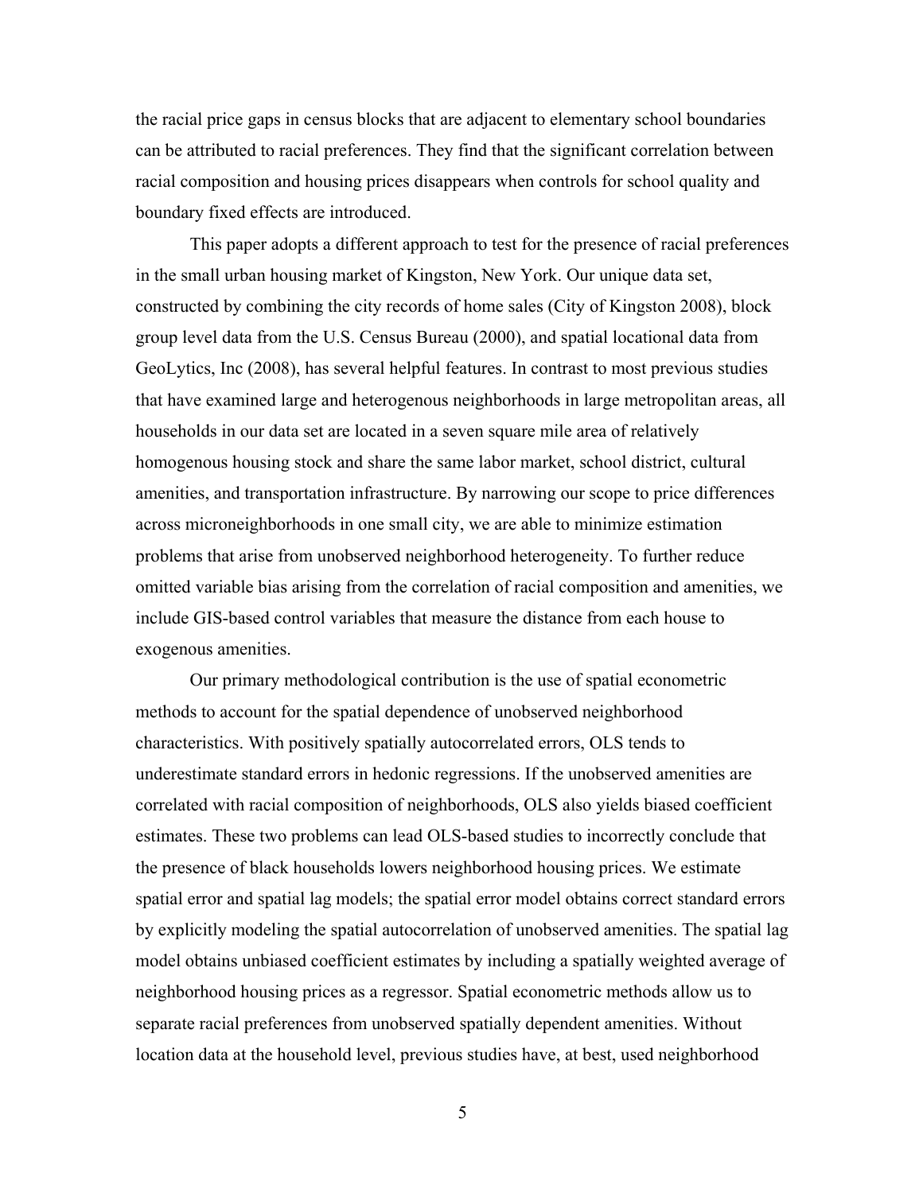the racial price gaps in census blocks that are adjacent to elementary school boundaries can be attributed to racial preferences. They find that the significant correlation between racial composition and housing prices disappears when controls for school quality and boundary fixed effects are introduced.

This paper adopts a different approach to test for the presence of racial preferences in the small urban housing market of Kingston, New York. Our unique data set, constructed by combining the city records of home sales (City of Kingston 2008), block group level data from the U.S. Census Bureau (2000), and spatial locational data from GeoLytics, Inc (2008), has several helpful features. In contrast to most previous studies that have examined large and heterogenous neighborhoods in large metropolitan areas, all households in our data set are located in a seven square mile area of relatively homogenous housing stock and share the same labor market, school district, cultural amenities, and transportation infrastructure. By narrowing our scope to price differences across microneighborhoods in one small city, we are able to minimize estimation problems that arise from unobserved neighborhood heterogeneity. To further reduce omitted variable bias arising from the correlation of racial composition and amenities, we include GIS-based control variables that measure the distance from each house to exogenous amenities.

Our primary methodological contribution is the use of spatial econometric methods to account for the spatial dependence of unobserved neighborhood characteristics. With positively spatially autocorrelated errors, OLS tends to underestimate standard errors in hedonic regressions. If the unobserved amenities are correlated with racial composition of neighborhoods, OLS also yields biased coefficient estimates. These two problems can lead OLS-based studies to incorrectly conclude that the presence of black households lowers neighborhood housing prices. We estimate spatial error and spatial lag models; the spatial error model obtains correct standard errors by explicitly modeling the spatial autocorrelation of unobserved amenities. The spatial lag model obtains unbiased coefficient estimates by including a spatially weighted average of neighborhood housing prices as a regressor. Spatial econometric methods allow us to separate racial preferences from unobserved spatially dependent amenities. Without location data at the household level, previous studies have, at best, used neighborhood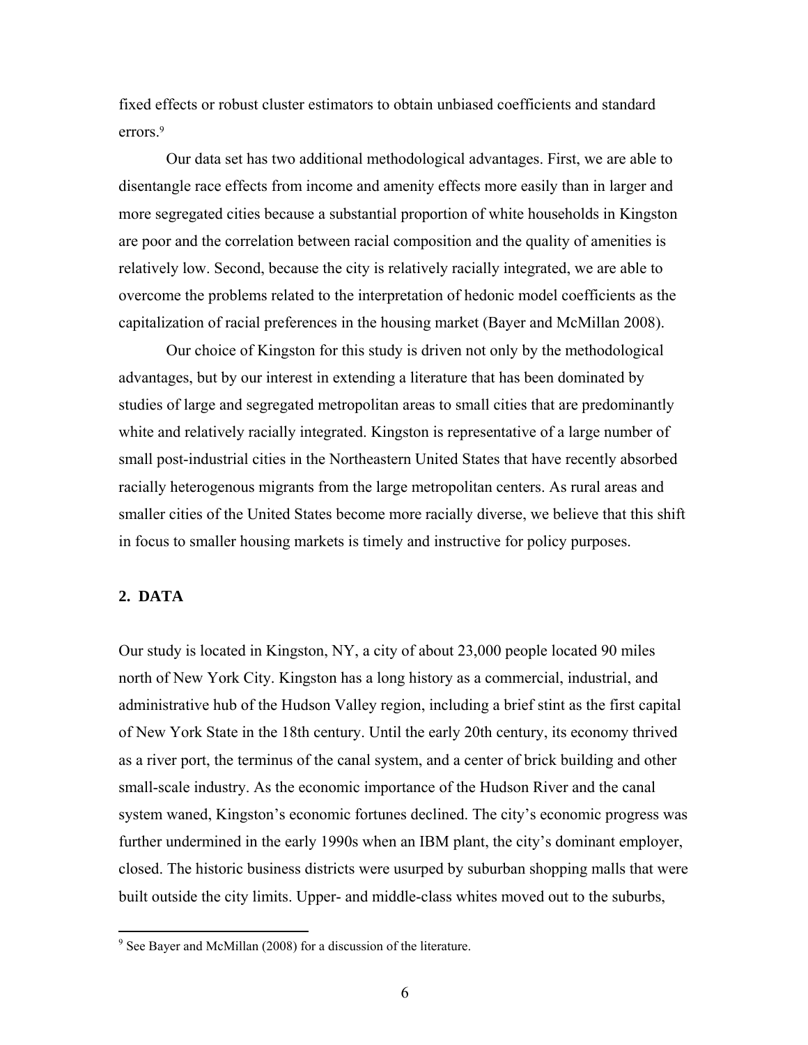fixed effects or robust cluster estimators to obtain unbiased coefficients and standard errors.[9]

Our data set has two additional methodological advantages. First, we are able to disentangle race effects from income and amenity effects more easily than in larger and more segregated cities because a substantial proportion of white households in Kingston are poor and the correlation between racial composition and the quality of amenities is relatively low. Second, because the city is relatively racially integrated, we are able to overcome the problems related to the interpretation of hedonic model coefficients as the capitalization of racial preferences in the housing market (Bayer and McMillan 2008).

Our choice of Kingston for this study is driven not only by the methodological advantages, but by our interest in extending a literature that has been dominated by studies of large and segregated metropolitan areas to small cities that are predominantly white and relatively racially integrated. Kingston is representative of a large number of small post-industrial cities in the Northeastern United States that have recently absorbed racially heterogenous migrants from the large metropolitan centers. As rural areas and smaller cities of the United States become more racially diverse, we believe that this shift in focus to smaller housing markets is timely and instructive for policy purposes.

## 2. DATA

Our study is located in Kingston, NY, a city of about 23,000 people located 90 miles north of New York City. Kingston has a long history as a commercial, industrial, and administrative hub of the Hudson Valley region, including a brief stint as the first capital of New York State in the 18th century. Until the early 20th century, its economy thrived as a river port, the terminus of the canal system, and a center of brick building and other small-scale industry. As the economic importance of the Hudson River and the canal system waned, Kingston's economic fortunes declined. The city's economic progress was further undermined in the early 1990s when an IBM plant, the city's dominant employer, closed. The historic business districts were usurped by suburban shopping malls that were built outside the city limits. Upper- and middle-class whites moved out to the suburbs,

[9] See Bayer and McMillan (2008) for a discussion of the literature.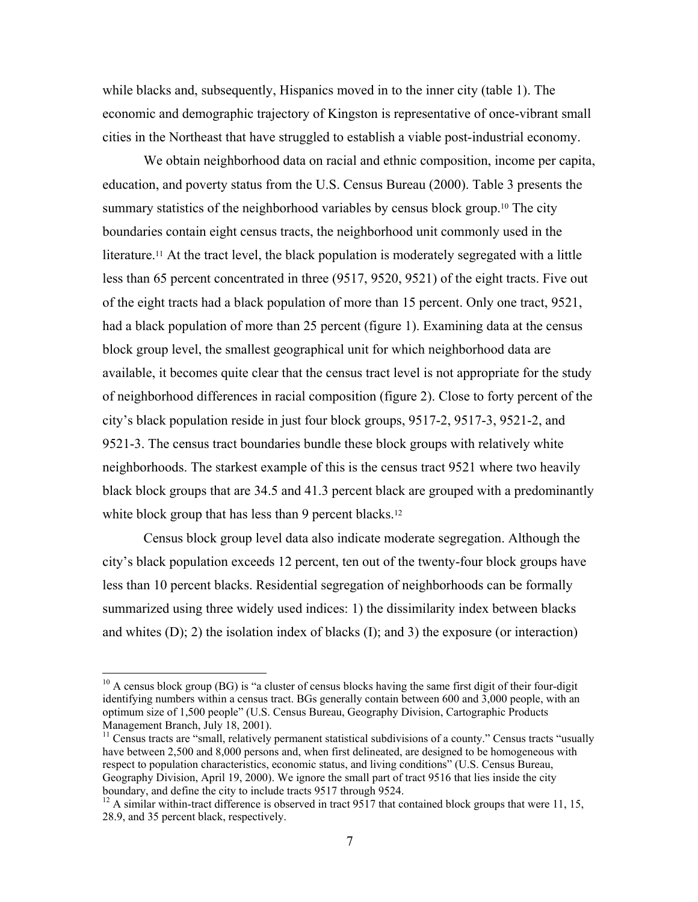while blacks and, subsequently, Hispanics moved in to the inner city (table 1). The economic and demographic trajectory of Kingston is representative of once-vibrant small cities in the Northeast that have struggled to establish a viable post-industrial economy.

We obtain neighborhood data on racial and ethnic composition, income per capita, education, and poverty status from the U.S. Census Bureau (2000). Table 3 presents the summary statistics of the neighborhood variables by census block group.[10] The city boundaries contain eight census tracts, the neighborhood unit commonly used in the literature.[11] At the tract level, the black population is moderately segregated with a little less than 65 percent concentrated in three (9517, 9520, 9521) of the eight tracts. Five out of the eight tracts had a black population of more than 15 percent. Only one tract, 9521, had a black population of more than 25 percent (figure 1). Examining data at the census block group level, the smallest geographical unit for which neighborhood data are available, it becomes quite clear that the census tract level is not appropriate for the study of neighborhood differences in racial composition (figure 2). Close to forty percent of the city's black population reside in just four block groups, 9517-2, 9517-3, 9521-2, and 9521-3. The census tract boundaries bundle these block groups with relatively white neighborhoods. The starkest example of this is the census tract 9521 where two heavily black block groups that are 34.5 and 41.3 percent black are grouped with a predominantly white block group that has less than 9 percent blacks.[12]

Census block group level data also indicate moderate segregation. Although the city's black population exceeds 12 percent, ten out of the twenty-four block groups have less than 10 percent blacks. Residential segregation of neighborhoods can be formally summarized using three widely used indices: 1) the dissimilarity index between blacks and whites (D); 2) the isolation index of blacks (I); and 3) the exposure (or interaction)

---

[10] A census block group (BG) is "a cluster of census blocks having the same first digit of their four-digit identifying numbers within a census tract. BGs generally contain between 600 and 3,000 people, with an optimum size of 1,500 people" (U.S. Census Bureau, Geography Division, Cartographic Products Management Branch, July 18, 2001).

[11] Census tracts are "small, relatively permanent statistical subdivisions of a county." Census tracts "usually have between 2,500 and 8,000 persons and, when first delineated, are designed to be homogeneous with respect to population characteristics, economic status, and living conditions" (U.S. Census Bureau, Geography Division, April 19, 2000). We ignore the small part of tract 9516 that lies inside the city boundary, and define the city to include tracts 9517 through 9524.

[12] A similar within-tract difference is observed in tract 9517 that contained block groups that were 11, 15, 28.9, and 35 percent black, respectively.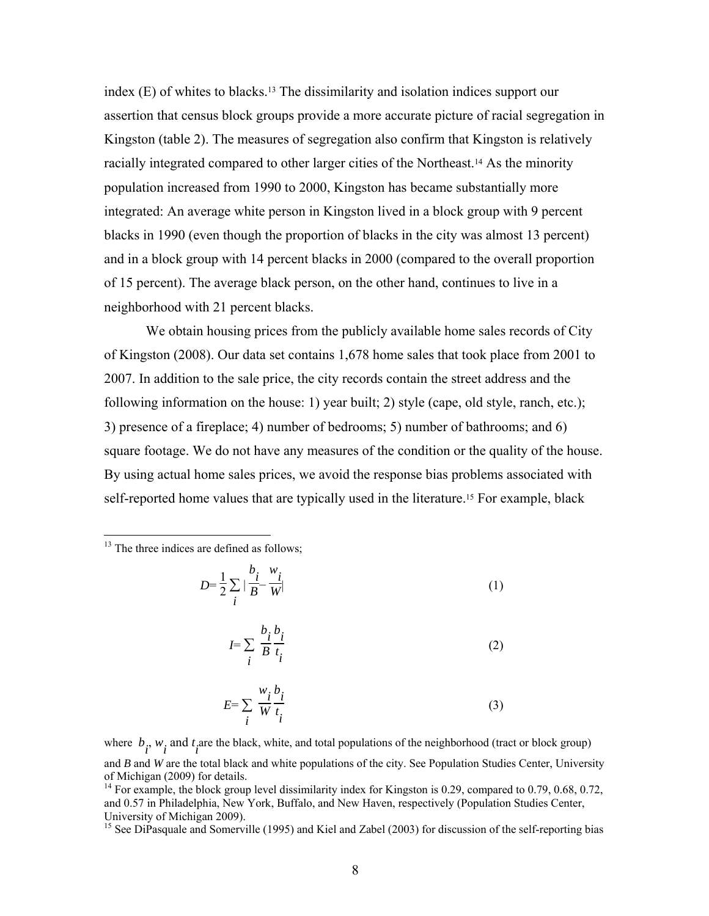index (E) of whites to blacks.[13] The dissimilarity and isolation indices support our assertion that census block groups provide a more accurate picture of racial segregation in Kingston (table 2). The measures of segregation also confirm that Kingston is relatively racially integrated compared to other larger cities of the Northeast.[14] As the minority population increased from 1990 to 2000, Kingston has became substantially more integrated: An average white person in Kingston lived in a block group with 9 percent blacks in 1990 (even though the proportion of blacks in the city was almost 13 percent) and in a block group with 14 percent blacks in 2000 (compared to the overall proportion of 15 percent). The average black person, on the other hand, continues to live in a neighborhood with 21 percent blacks.

We obtain housing prices from the publicly available home sales records of City of Kingston (2008). Our data set contains 1,678 home sales that took place from 2001 to 2007. In addition to the sale price, the city records contain the street address and the following information on the house: 1) year built; 2) style (cape, old style, ranch, etc.); 3) presence of a fireplace; 4) number of bedrooms; 5) number of bathrooms; and 6) square footage. We do not have any measures of the condition or the quality of the house. By using actual home sales prices, we avoid the response bias problems associated with self-reported home values that are typically used in the literature.[15] For example, black

---

[13] The three indices are defined as follows;

$$D = \frac{1}{2} \sum_i \left| \frac{b_i}{B} - \frac{w_i}{W} \right| \tag{1}$$

$$I = \sum_i \frac{b_i}{B} \frac{b_i}{t_i} \tag{2}$$

$$E = \sum_i \frac{w_i}{W} \frac{b_i}{t_i} \tag{3}$$

where $b_i$, $w_i$ and $t_i$ are the black, white, and total populations of the neighborhood (tract or block group) and *B* and *W* are the total black and white populations of the city. See Population Studies Center, University of Michigan (2009) for details.

[14] For example, the block group level dissimilarity index for Kingston is 0.29, compared to 0.79, 0.68, 0.72, and 0.57 in Philadelphia, New York, Buffalo, and New Haven, respectively (Population Studies Center, University of Michigan 2009).

[15] See DiPasquale and Somerville (1995) and Kiel and Zabel (2003) for discussion of the self-reporting bias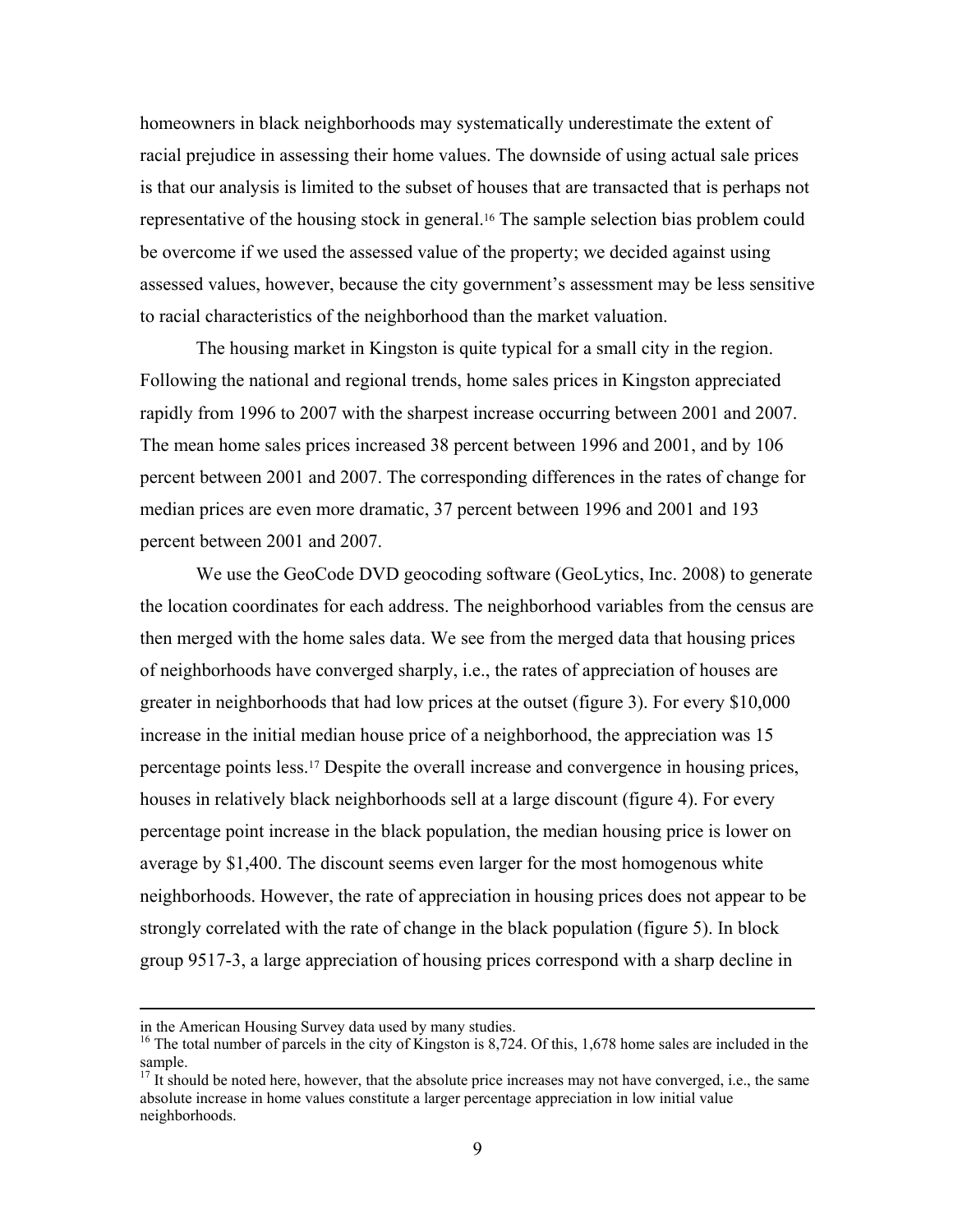homeowners in black neighborhoods may systematically underestimate the extent of racial prejudice in assessing their home values. The downside of using actual sale prices is that our analysis is limited to the subset of houses that are transacted that is perhaps not representative of the housing stock in general.[16] The sample selection bias problem could be overcome if we used the assessed value of the property; we decided against using assessed values, however, because the city government's assessment may be less sensitive to racial characteristics of the neighborhood than the market valuation.

The housing market in Kingston is quite typical for a small city in the region. Following the national and regional trends, home sales prices in Kingston appreciated rapidly from 1996 to 2007 with the sharpest increase occurring between 2001 and 2007. The mean home sales prices increased 38 percent between 1996 and 2001, and by 106 percent between 2001 and 2007. The corresponding differences in the rates of change for median prices are even more dramatic, 37 percent between 1996 and 2001 and 193 percent between 2001 and 2007.

We use the GeoCode DVD geocoding software (GeoLytics, Inc. 2008) to generate the location coordinates for each address. The neighborhood variables from the census are then merged with the home sales data. We see from the merged data that housing prices of neighborhoods have converged sharply, i.e., the rates of appreciation of houses are greater in neighborhoods that had low prices at the outset (figure 3). For every $10,000 increase in the initial median house price of a neighborhood, the appreciation was 15 percentage points less.[17] Despite the overall increase and convergence in housing prices, houses in relatively black neighborhoods sell at a large discount (figure 4). For every percentage point increase in the black population, the median housing price is lower on average by $1,400. The discount seems even larger for the most homogenous white neighborhoods. However, the rate of appreciation in housing prices does not appear to be strongly correlated with the rate of change in the black population (figure 5). In block group 9517-3, a large appreciation of housing prices correspond with a sharp decline in

---

in the American Housing Survey data used by many studies.

[16] The total number of parcels in the city of Kingston is 8,724. Of this, 1,678 home sales are included in the sample.

[17] It should be noted here, however, that the absolute price increases may not have converged, i.e., the same absolute increase in home values constitute a larger percentage appreciation in low initial value neighborhoods.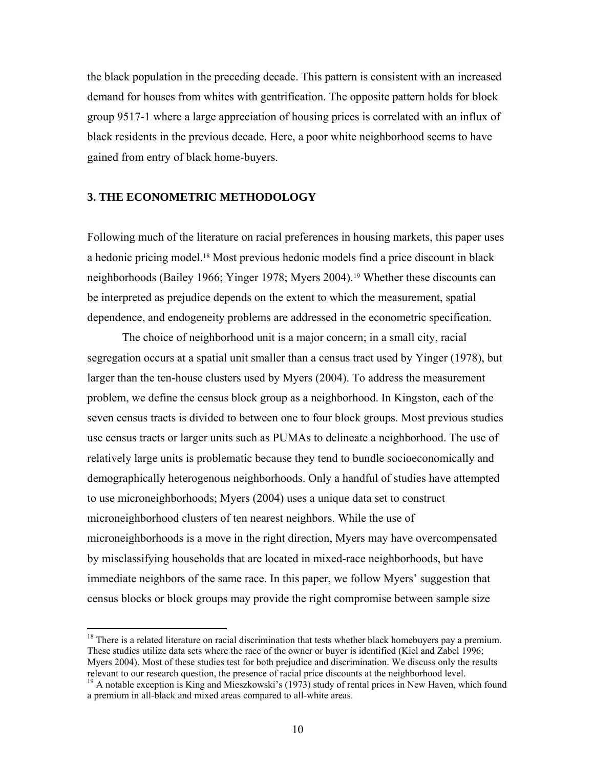the black population in the preceding decade. This pattern is consistent with an increased demand for houses from whites with gentrification. The opposite pattern holds for block group 9517-1 where a large appreciation of housing prices is correlated with an influx of black residents in the previous decade. Here, a poor white neighborhood seems to have gained from entry of black home-buyers.

## 3. THE ECONOMETRIC METHODOLOGY

Following much of the literature on racial preferences in housing markets, this paper uses a hedonic pricing model.[18] Most previous hedonic models find a price discount in black neighborhoods (Bailey 1966; Yinger 1978; Myers 2004).[19] Whether these discounts can be interpreted as prejudice depends on the extent to which the measurement, spatial dependence, and endogeneity problems are addressed in the econometric specification.

The choice of neighborhood unit is a major concern; in a small city, racial segregation occurs at a spatial unit smaller than a census tract used by Yinger (1978), but larger than the ten-house clusters used by Myers (2004). To address the measurement problem, we define the census block group as a neighborhood. In Kingston, each of the seven census tracts is divided to between one to four block groups. Most previous studies use census tracts or larger units such as PUMAs to delineate a neighborhood. The use of relatively large units is problematic because they tend to bundle socioeconomically and demographically heterogenous neighborhoods. Only a handful of studies have attempted to use microneighborhoods; Myers (2004) uses a unique data set to construct microneighborhood clusters of ten nearest neighbors. While the use of microneighborhoods is a move in the right direction, Myers may have overcompensated by misclassifying households that are located in mixed-race neighborhoods, but have immediate neighbors of the same race. In this paper, we follow Myers' suggestion that census blocks or block groups may provide the right compromise between sample size

---

[18] There is a related literature on racial discrimination that tests whether black homebuyers pay a premium. These studies utilize data sets where the race of the owner or buyer is identified (Kiel and Zabel 1996; Myers 2004). Most of these studies test for both prejudice and discrimination. We discuss only the results relevant to our research question, the presence of racial price discounts at the neighborhood level.

[19] A notable exception is King and Mieszkowski's (1973) study of rental prices in New Haven, which found a premium in all-black and mixed areas compared to all-white areas.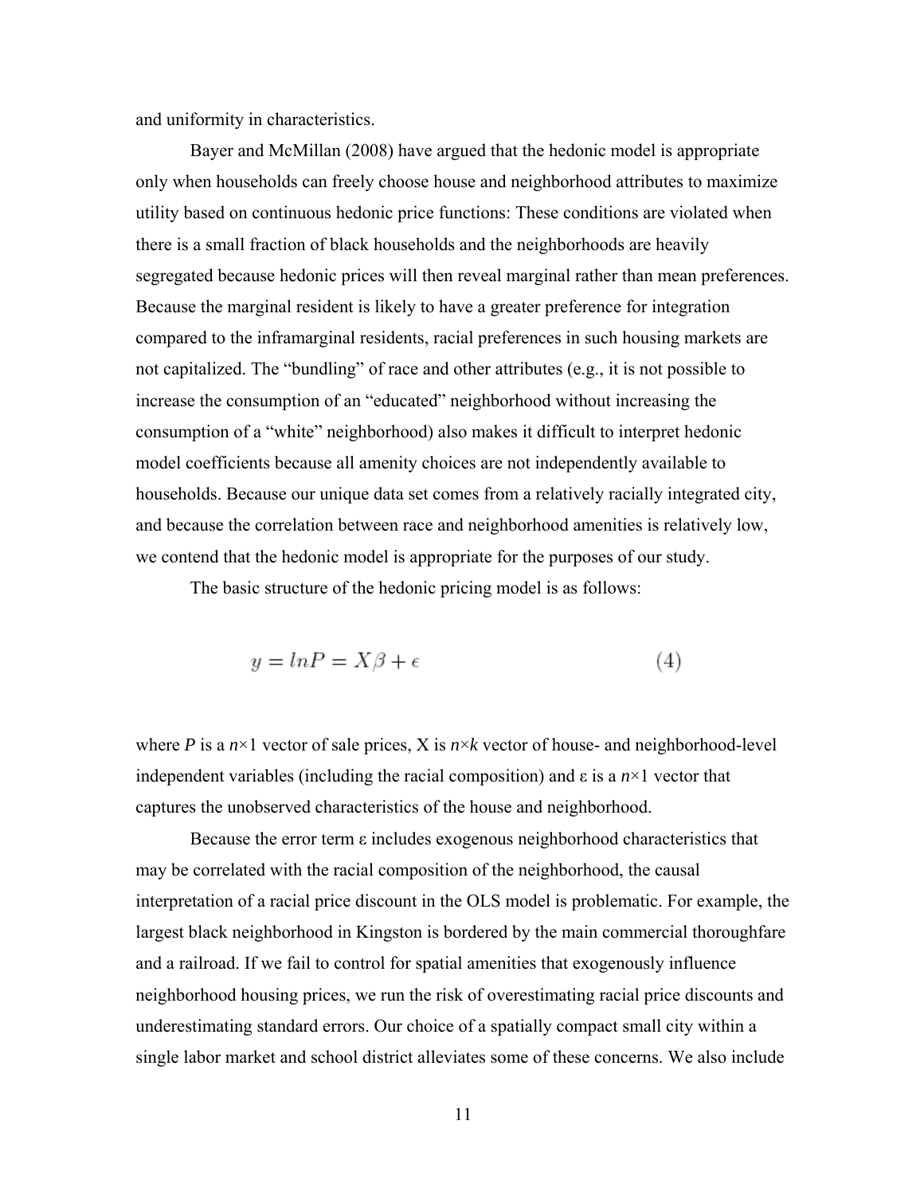and uniformity in characteristics.

Bayer and McMillan (2008) have argued that the hedonic model is appropriate only when households can freely choose house and neighborhood attributes to maximize utility based on continuous hedonic price functions: These conditions are violated when there is a small fraction of black households and the neighborhoods are heavily segregated because hedonic prices will then reveal marginal rather than mean preferences. Because the marginal resident is likely to have a greater preference for integration compared to the inframarginal residents, racial preferences in such housing markets are not capitalized. The "bundling" of race and other attributes (e.g., it is not possible to increase the consumption of an "educated" neighborhood without increasing the consumption of a "white" neighborhood) also makes it difficult to interpret hedonic model coefficients because all amenity choices are not independently available to households. Because our unique data set comes from a relatively racially integrated city, and because the correlation between race and neighborhood amenities is relatively low, we contend that the hedonic model is appropriate for the purposes of our study.

The basic structure of the hedonic pricing model is as follows:

$$y = lnP = X\beta + \epsilon \tag{4}$$

where $P$ is a $n{\times}1$ vector of sale prices, X is $n{\times}k$ vector of house- and neighborhood-level independent variables (including the racial composition) and $\varepsilon$ is a $n{\times}1$ vector that captures the unobserved characteristics of the house and neighborhood.

Because the error term $\varepsilon$ includes exogenous neighborhood characteristics that may be correlated with the racial composition of the neighborhood, the causal interpretation of a racial price discount in the OLS model is problematic. For example, the largest black neighborhood in Kingston is bordered by the main commercial thoroughfare and a railroad. If we fail to control for spatial amenities that exogenously influence neighborhood housing prices, we run the risk of overestimating racial price discounts and underestimating standard errors. Our choice of a spatially compact small city within a single labor market and school district alleviates some of these concerns. We also include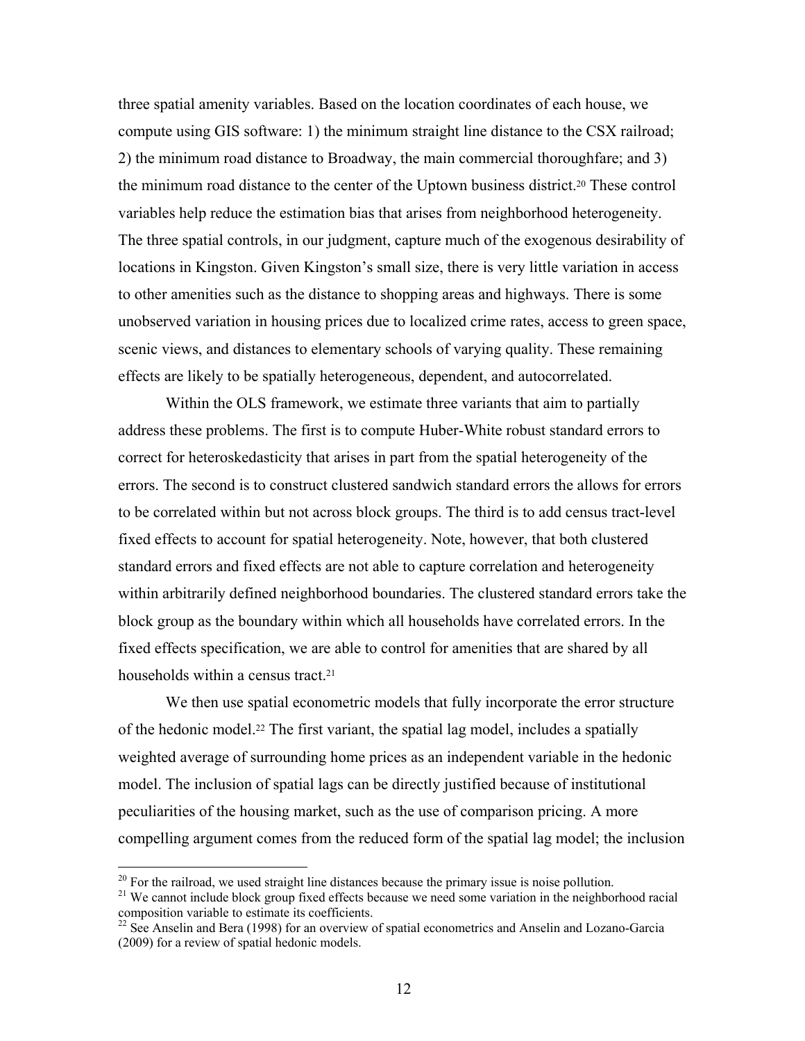three spatial amenity variables. Based on the location coordinates of each house, we compute using GIS software: 1) the minimum straight line distance to the CSX railroad; 2) the minimum road distance to Broadway, the main commercial thoroughfare; and 3) the minimum road distance to the center of the Uptown business district.[20] These control variables help reduce the estimation bias that arises from neighborhood heterogeneity. The three spatial controls, in our judgment, capture much of the exogenous desirability of locations in Kingston. Given Kingston's small size, there is very little variation in access to other amenities such as the distance to shopping areas and highways. There is some unobserved variation in housing prices due to localized crime rates, access to green space, scenic views, and distances to elementary schools of varying quality. These remaining effects are likely to be spatially heterogeneous, dependent, and autocorrelated.

Within the OLS framework, we estimate three variants that aim to partially address these problems. The first is to compute Huber-White robust standard errors to correct for heteroskedasticity that arises in part from the spatial heterogeneity of the errors. The second is to construct clustered sandwich standard errors the allows for errors to be correlated within but not across block groups. The third is to add census tract-level fixed effects to account for spatial heterogeneity. Note, however, that both clustered standard errors and fixed effects are not able to capture correlation and heterogeneity within arbitrarily defined neighborhood boundaries. The clustered standard errors take the block group as the boundary within which all households have correlated errors. In the fixed effects specification, we are able to control for amenities that are shared by all households within a census tract.[21]

We then use spatial econometric models that fully incorporate the error structure of the hedonic model.[22] The first variant, the spatial lag model, includes a spatially weighted average of surrounding home prices as an independent variable in the hedonic model. The inclusion of spatial lags can be directly justified because of institutional peculiarities of the housing market, such as the use of comparison pricing. A more compelling argument comes from the reduced form of the spatial lag model; the inclusion

---

[20] For the railroad, we used straight line distances because the primary issue is noise pollution.

[21] We cannot include block group fixed effects because we need some variation in the neighborhood racial composition variable to estimate its coefficients.

[22] See Anselin and Bera (1998) for an overview of spatial econometrics and Anselin and Lozano-Garcia (2009) for a review of spatial hedonic models.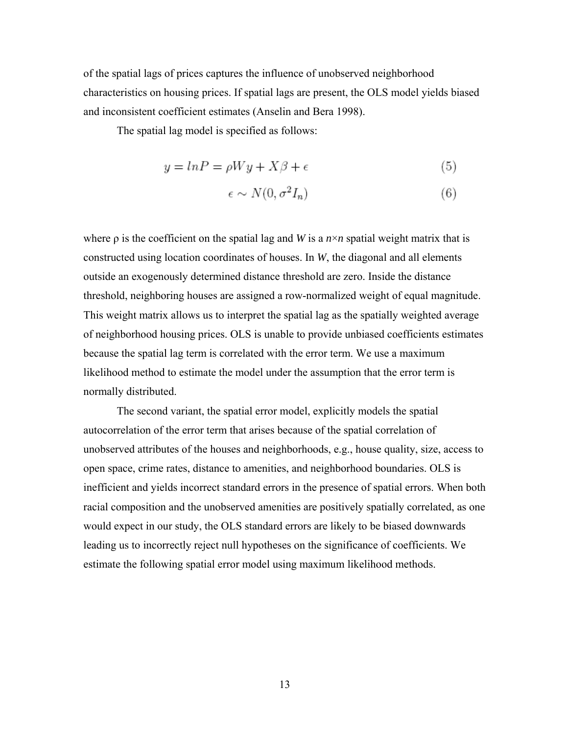of the spatial lags of prices captures the influence of unobserved neighborhood characteristics on housing prices. If spatial lags are present, the OLS model yields biased and inconsistent coefficient estimates (Anselin and Bera 1998).

The spatial lag model is specified as follows:

$$y = lnP = \rho Wy + X\beta + \epsilon \tag{5}$$

$$\epsilon \sim N(0, \sigma^2 I_n) \tag{6}$$

where $\rho$ is the coefficient on the spatial lag and $W$ is a $n \times n$ spatial weight matrix that is constructed using location coordinates of houses. In $W$, the diagonal and all elements outside an exogenously determined distance threshold are zero. Inside the distance threshold, neighboring houses are assigned a row-normalized weight of equal magnitude. This weight matrix allows us to interpret the spatial lag as the spatially weighted average of neighborhood housing prices. OLS is unable to provide unbiased coefficients estimates because the spatial lag term is correlated with the error term. We use a maximum likelihood method to estimate the model under the assumption that the error term is normally distributed.

The second variant, the spatial error model, explicitly models the spatial autocorrelation of the error term that arises because of the spatial correlation of unobserved attributes of the houses and neighborhoods, e.g., house quality, size, access to open space, crime rates, distance to amenities, and neighborhood boundaries. OLS is inefficient and yields incorrect standard errors in the presence of spatial errors. When both racial composition and the unobserved amenities are positively spatially correlated, as one would expect in our study, the OLS standard errors are likely to be biased downwards leading us to incorrectly reject null hypotheses on the significance of coefficients. We estimate the following spatial error model using maximum likelihood methods.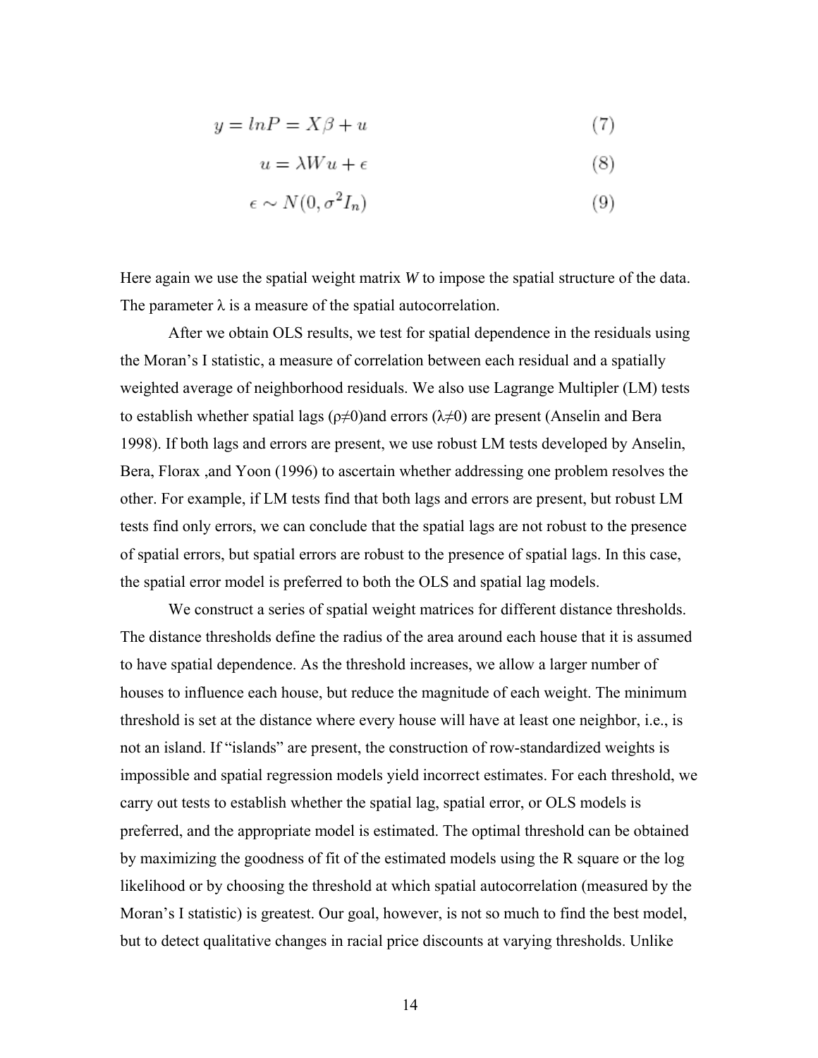$$y = lnP = X\beta + u \tag{7}$$

$$u = \lambda W u + \epsilon \tag{8}$$

$$\epsilon \sim N(0, \sigma^2 I_n) \tag{9}$$

Here again we use the spatial weight matrix *W* to impose the spatial structure of the data. The parameter $\lambda$ is a measure of the spatial autocorrelation.

After we obtain OLS results, we test for spatial dependence in the residuals using the Moran's I statistic, a measure of correlation between each residual and a spatially weighted average of neighborhood residuals. We also use Lagrange Multipler (LM) tests to establish whether spatial lags ($\rho \neq 0$)and errors ($\lambda \neq 0$) are present (Anselin and Bera 1998). If both lags and errors are present, we use robust LM tests developed by Anselin, Bera, Florax ,and Yoon (1996) to ascertain whether addressing one problem resolves the other. For example, if LM tests find that both lags and errors are present, but robust LM tests find only errors, we can conclude that the spatial lags are not robust to the presence of spatial errors, but spatial errors are robust to the presence of spatial lags. In this case, the spatial error model is preferred to both the OLS and spatial lag models.

We construct a series of spatial weight matrices for different distance thresholds. The distance thresholds define the radius of the area around each house that it is assumed to have spatial dependence. As the threshold increases, we allow a larger number of houses to influence each house, but reduce the magnitude of each weight. The minimum threshold is set at the distance where every house will have at least one neighbor, i.e., is not an island. If "islands" are present, the construction of row-standardized weights is impossible and spatial regression models yield incorrect estimates. For each threshold, we carry out tests to establish whether the spatial lag, spatial error, or OLS models is preferred, and the appropriate model is estimated. The optimal threshold can be obtained by maximizing the goodness of fit of the estimated models using the R square or the log likelihood or by choosing the threshold at which spatial autocorrelation (measured by the Moran's I statistic) is greatest. Our goal, however, is not so much to find the best model, but to detect qualitative changes in racial price discounts at varying thresholds. Unlike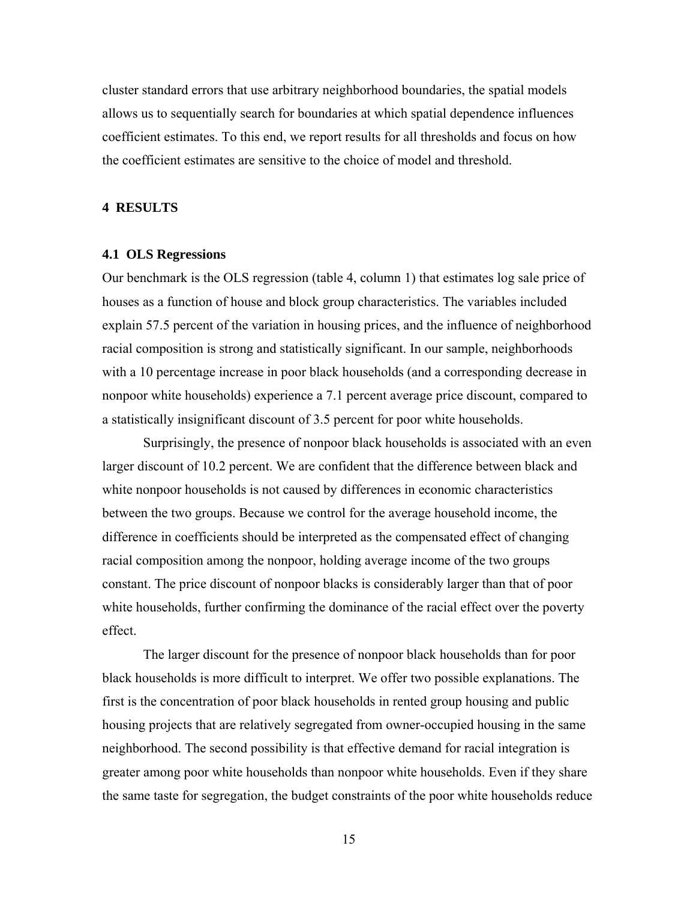cluster standard errors that use arbitrary neighborhood boundaries, the spatial models allows us to sequentially search for boundaries at which spatial dependence influences coefficient estimates. To this end, we report results for all thresholds and focus on how the coefficient estimates are sensitive to the choice of model and threshold.

## 4 RESULTS

### 4.1 OLS Regressions

Our benchmark is the OLS regression (table 4, column 1) that estimates log sale price of houses as a function of house and block group characteristics. The variables included explain 57.5 percent of the variation in housing prices, and the influence of neighborhood racial composition is strong and statistically significant. In our sample, neighborhoods with a 10 percentage increase in poor black households (and a corresponding decrease in nonpoor white households) experience a 7.1 percent average price discount, compared to a statistically insignificant discount of 3.5 percent for poor white households.

Surprisingly, the presence of nonpoor black households is associated with an even larger discount of 10.2 percent. We are confident that the difference between black and white nonpoor households is not caused by differences in economic characteristics between the two groups. Because we control for the average household income, the difference in coefficients should be interpreted as the compensated effect of changing racial composition among the nonpoor, holding average income of the two groups constant. The price discount of nonpoor blacks is considerably larger than that of poor white households, further confirming the dominance of the racial effect over the poverty effect.

The larger discount for the presence of nonpoor black households than for poor black households is more difficult to interpret. We offer two possible explanations. The first is the concentration of poor black households in rented group housing and public housing projects that are relatively segregated from owner-occupied housing in the same neighborhood. The second possibility is that effective demand for racial integration is greater among poor white households than nonpoor white households. Even if they share the same taste for segregation, the budget constraints of the poor white households reduce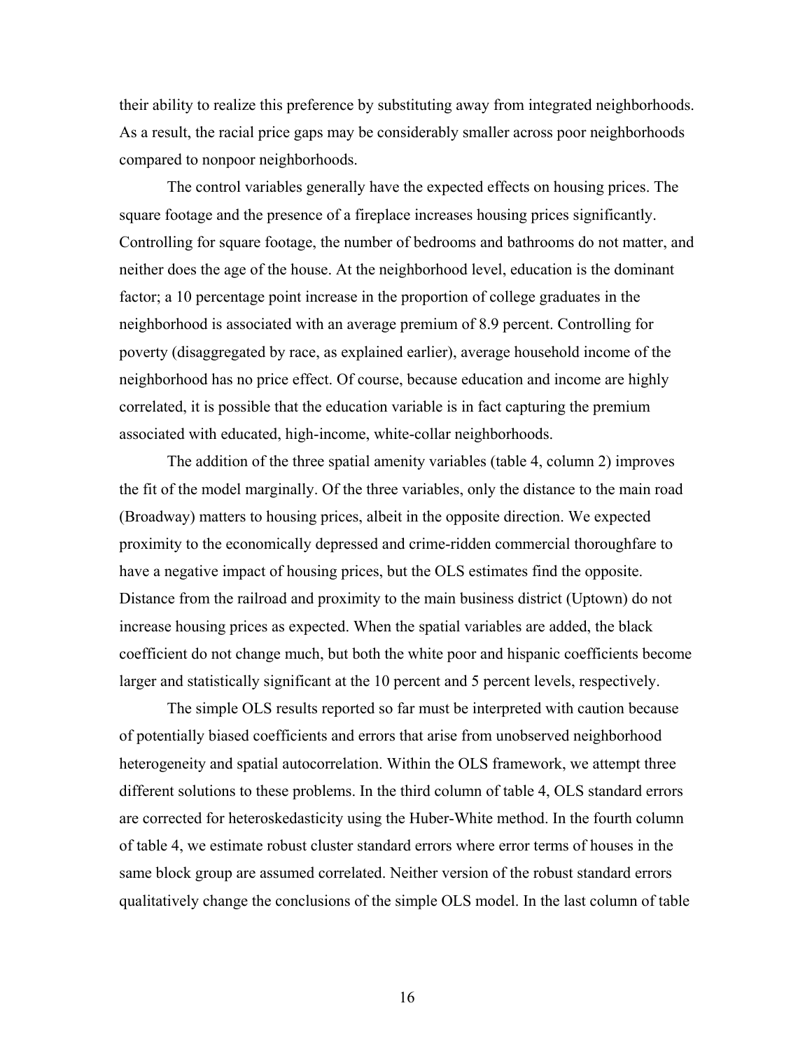their ability to realize this preference by substituting away from integrated neighborhoods. As a result, the racial price gaps may be considerably smaller across poor neighborhoods compared to nonpoor neighborhoods.

The control variables generally have the expected effects on housing prices. The square footage and the presence of a fireplace increases housing prices significantly. Controlling for square footage, the number of bedrooms and bathrooms do not matter, and neither does the age of the house. At the neighborhood level, education is the dominant factor; a 10 percentage point increase in the proportion of college graduates in the neighborhood is associated with an average premium of 8.9 percent. Controlling for poverty (disaggregated by race, as explained earlier), average household income of the neighborhood has no price effect. Of course, because education and income are highly correlated, it is possible that the education variable is in fact capturing the premium associated with educated, high-income, white-collar neighborhoods.

The addition of the three spatial amenity variables (table 4, column 2) improves the fit of the model marginally. Of the three variables, only the distance to the main road (Broadway) matters to housing prices, albeit in the opposite direction. We expected proximity to the economically depressed and crime-ridden commercial thoroughfare to have a negative impact of housing prices, but the OLS estimates find the opposite. Distance from the railroad and proximity to the main business district (Uptown) do not increase housing prices as expected. When the spatial variables are added, the black coefficient do not change much, but both the white poor and hispanic coefficients become larger and statistically significant at the 10 percent and 5 percent levels, respectively.

The simple OLS results reported so far must be interpreted with caution because of potentially biased coefficients and errors that arise from unobserved neighborhood heterogeneity and spatial autocorrelation. Within the OLS framework, we attempt three different solutions to these problems. In the third column of table 4, OLS standard errors are corrected for heteroskedasticity using the Huber-White method. In the fourth column of table 4, we estimate robust cluster standard errors where error terms of houses in the same block group are assumed correlated. Neither version of the robust standard errors qualitatively change the conclusions of the simple OLS model. In the last column of table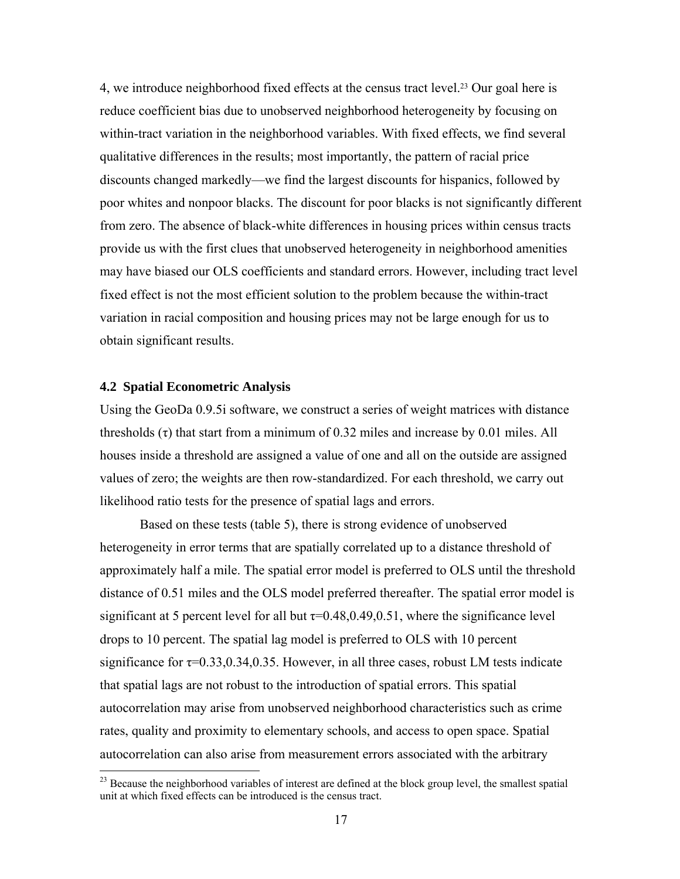4, we introduce neighborhood fixed effects at the census tract level.[23] Our goal here is reduce coefficient bias due to unobserved neighborhood heterogeneity by focusing on within-tract variation in the neighborhood variables. With fixed effects, we find several qualitative differences in the results; most importantly, the pattern of racial price discounts changed markedly—we find the largest discounts for hispanics, followed by poor whites and nonpoor blacks. The discount for poor blacks is not significantly different from zero. The absence of black-white differences in housing prices within census tracts provide us with the first clues that unobserved heterogeneity in neighborhood amenities may have biased our OLS coefficients and standard errors. However, including tract level fixed effect is not the most efficient solution to the problem because the within-tract variation in racial composition and housing prices may not be large enough for us to obtain significant results.

### 4.2 Spatial Econometric Analysis

Using the GeoDa 0.9.5i software, we construct a series of weight matrices with distance thresholds ($\tau$) that start from a minimum of 0.32 miles and increase by 0.01 miles. All houses inside a threshold are assigned a value of one and all on the outside are assigned values of zero; the weights are then row-standardized. For each threshold, we carry out likelihood ratio tests for the presence of spatial lags and errors.

Based on these tests (table 5), there is strong evidence of unobserved heterogeneity in error terms that are spatially correlated up to a distance threshold of approximately half a mile. The spatial error model is preferred to OLS until the threshold distance of 0.51 miles and the OLS model preferred thereafter. The spatial error model is significant at 5 percent level for all but $\tau$=0.48,0.49,0.51, where the significance level drops to 10 percent. The spatial lag model is preferred to OLS with 10 percent significance for $\tau$=0.33,0.34,0.35. However, in all three cases, robust LM tests indicate that spatial lags are not robust to the introduction of spatial errors. This spatial autocorrelation may arise from unobserved neighborhood characteristics such as crime rates, quality and proximity to elementary schools, and access to open space. Spatial autocorrelation can also arise from measurement errors associated with the arbitrary

[23] Because the neighborhood variables of interest are defined at the block group level, the smallest spatial unit at which fixed effects can be introduced is the census tract.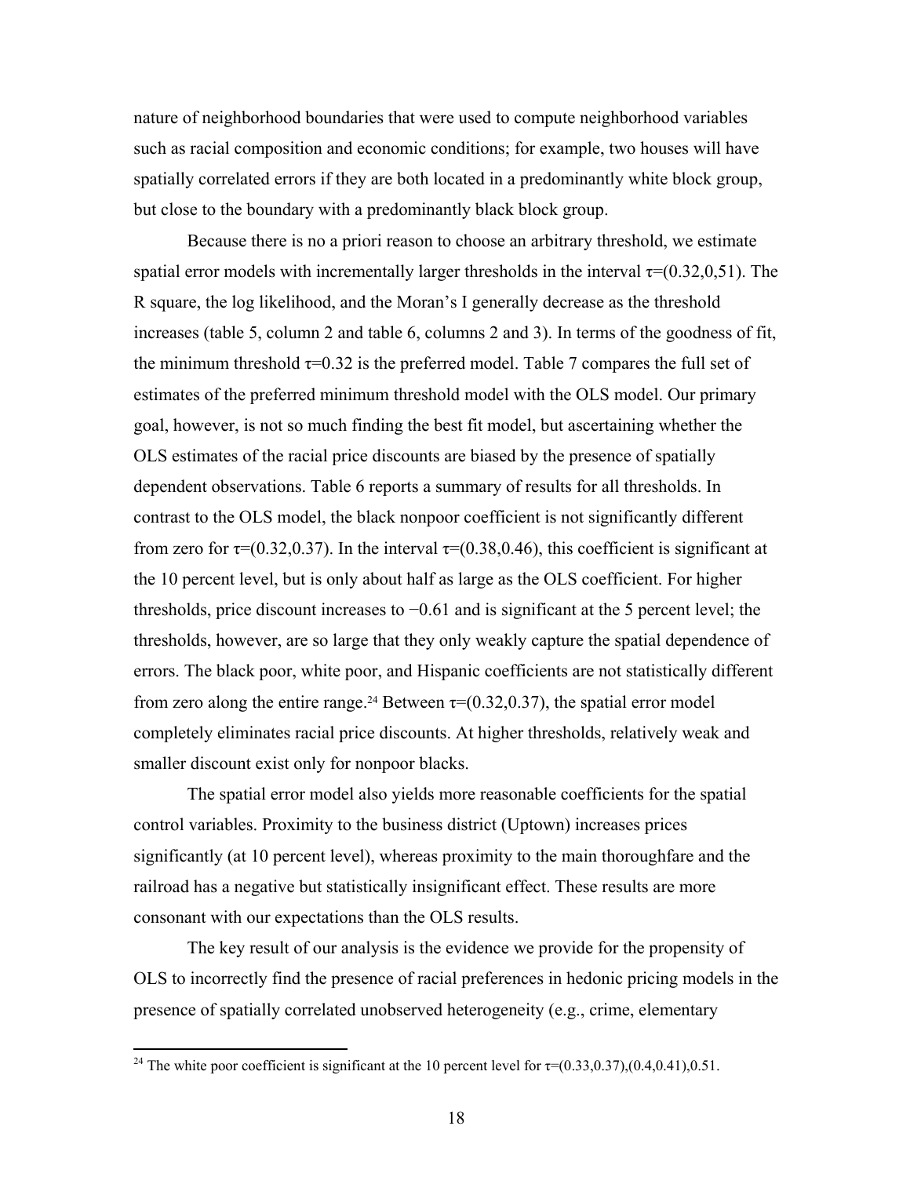nature of neighborhood boundaries that were used to compute neighborhood variables such as racial composition and economic conditions; for example, two houses will have spatially correlated errors if they are both located in a predominantly white block group, but close to the boundary with a predominantly black block group.

Because there is no a priori reason to choose an arbitrary threshold, we estimate spatial error models with incrementally larger thresholds in the interval $\tau$=(0.32,0,51). The R square, the log likelihood, and the Moran's I generally decrease as the threshold increases (table 5, column 2 and table 6, columns 2 and 3). In terms of the goodness of fit, the minimum threshold $\tau$=0.32 is the preferred model. Table 7 compares the full set of estimates of the preferred minimum threshold model with the OLS model. Our primary goal, however, is not so much finding the best fit model, but ascertaining whether the OLS estimates of the racial price discounts are biased by the presence of spatially dependent observations. Table 6 reports a summary of results for all thresholds. In contrast to the OLS model, the black nonpoor coefficient is not significantly different from zero for $\tau$=(0.32,0.37). In the interval $\tau$=(0.38,0.46), this coefficient is significant at the 10 percent level, but is only about half as large as the OLS coefficient. For higher thresholds, price discount increases to −0.61 and is significant at the 5 percent level; the thresholds, however, are so large that they only weakly capture the spatial dependence of errors. The black poor, white poor, and Hispanic coefficients are not statistically different from zero along the entire range.[24] Between $\tau$=(0.32,0.37), the spatial error model completely eliminates racial price discounts. At higher thresholds, relatively weak and smaller discount exist only for nonpoor blacks.

The spatial error model also yields more reasonable coefficients for the spatial control variables. Proximity to the business district (Uptown) increases prices significantly (at 10 percent level), whereas proximity to the main thoroughfare and the railroad has a negative but statistically insignificant effect. These results are more consonant with our expectations than the OLS results.

The key result of our analysis is the evidence we provide for the propensity of OLS to incorrectly find the presence of racial preferences in hedonic pricing models in the presence of spatially correlated unobserved heterogeneity (e.g., crime, elementary

[24] The white poor coefficient is significant at the 10 percent level for $\tau$=(0.33,0.37),(0.4,0.41),0.51.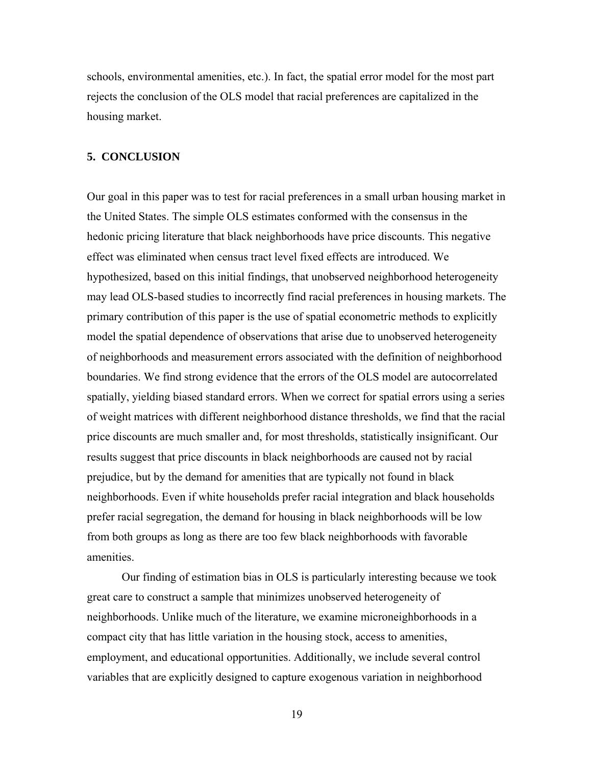schools, environmental amenities, etc.). In fact, the spatial error model for the most part rejects the conclusion of the OLS model that racial preferences are capitalized in the housing market.

## 5. CONCLUSION

Our goal in this paper was to test for racial preferences in a small urban housing market in the United States. The simple OLS estimates conformed with the consensus in the hedonic pricing literature that black neighborhoods have price discounts. This negative effect was eliminated when census tract level fixed effects are introduced. We hypothesized, based on this initial findings, that unobserved neighborhood heterogeneity may lead OLS-based studies to incorrectly find racial preferences in housing markets. The primary contribution of this paper is the use of spatial econometric methods to explicitly model the spatial dependence of observations that arise due to unobserved heterogeneity of neighborhoods and measurement errors associated with the definition of neighborhood boundaries. We find strong evidence that the errors of the OLS model are autocorrelated spatially, yielding biased standard errors. When we correct for spatial errors using a series of weight matrices with different neighborhood distance thresholds, we find that the racial price discounts are much smaller and, for most thresholds, statistically insignificant. Our results suggest that price discounts in black neighborhoods are caused not by racial prejudice, but by the demand for amenities that are typically not found in black neighborhoods. Even if white households prefer racial integration and black households prefer racial segregation, the demand for housing in black neighborhoods will be low from both groups as long as there are too few black neighborhoods with favorable amenities.

Our finding of estimation bias in OLS is particularly interesting because we took great care to construct a sample that minimizes unobserved heterogeneity of neighborhoods. Unlike much of the literature, we examine microneighborhoods in a compact city that has little variation in the housing stock, access to amenities, employment, and educational opportunities. Additionally, we include several control variables that are explicitly designed to capture exogenous variation in neighborhood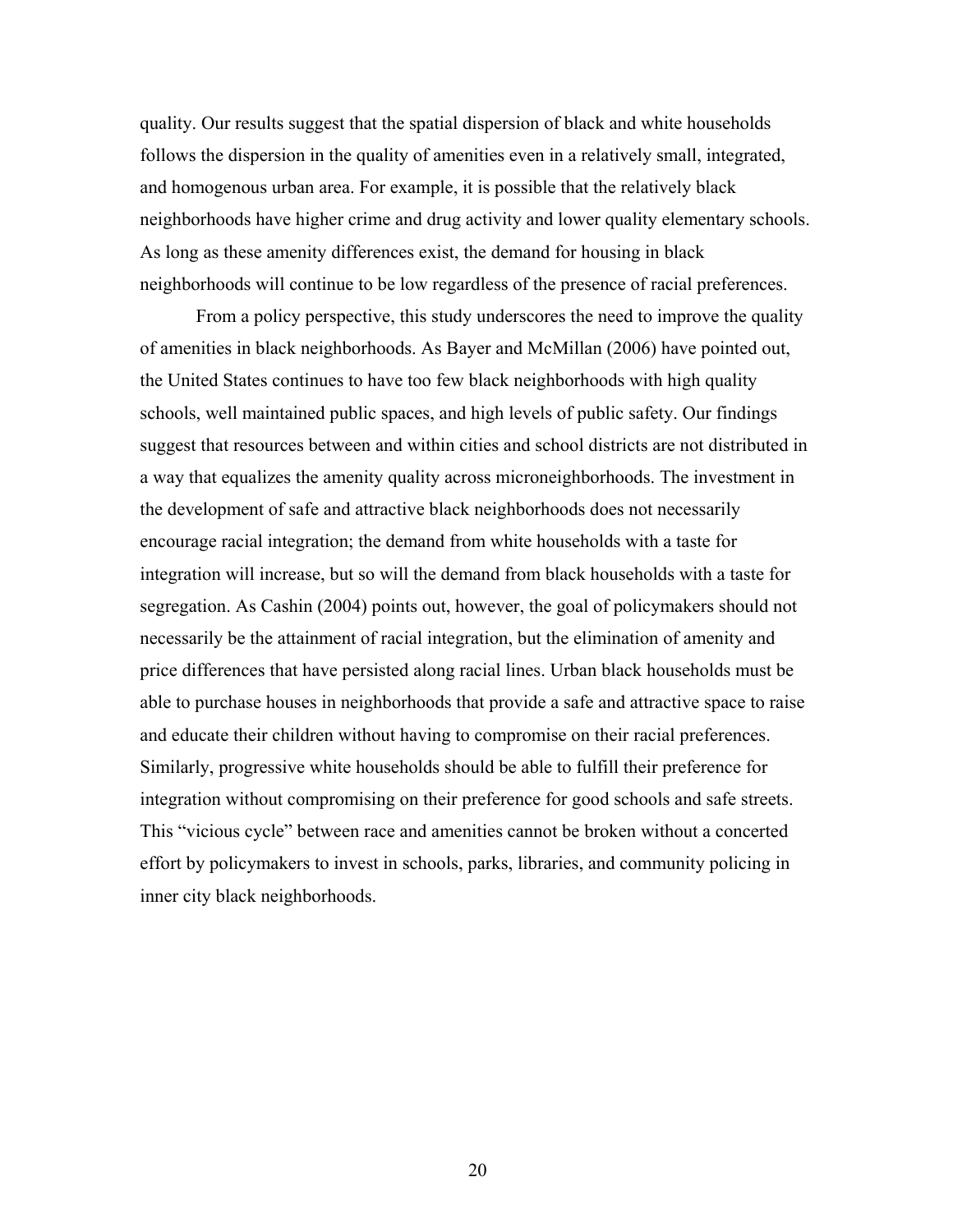quality. Our results suggest that the spatial dispersion of black and white households follows the dispersion in the quality of amenities even in a relatively small, integrated, and homogenous urban area. For example, it is possible that the relatively black neighborhoods have higher crime and drug activity and lower quality elementary schools. As long as these amenity differences exist, the demand for housing in black neighborhoods will continue to be low regardless of the presence of racial preferences.

From a policy perspective, this study underscores the need to improve the quality of amenities in black neighborhoods. As Bayer and McMillan (2006) have pointed out, the United States continues to have too few black neighborhoods with high quality schools, well maintained public spaces, and high levels of public safety. Our findings suggest that resources between and within cities and school districts are not distributed in a way that equalizes the amenity quality across microneighborhoods. The investment in the development of safe and attractive black neighborhoods does not necessarily encourage racial integration; the demand from white households with a taste for integration will increase, but so will the demand from black households with a taste for segregation. As Cashin (2004) points out, however, the goal of policymakers should not necessarily be the attainment of racial integration, but the elimination of amenity and price differences that have persisted along racial lines. Urban black households must be able to purchase houses in neighborhoods that provide a safe and attractive space to raise and educate their children without having to compromise on their racial preferences. Similarly, progressive white households should be able to fulfill their preference for integration without compromising on their preference for good schools and safe streets. This "vicious cycle" between race and amenities cannot be broken without a concerted effort by policymakers to invest in schools, parks, libraries, and community policing in inner city black neighborhoods.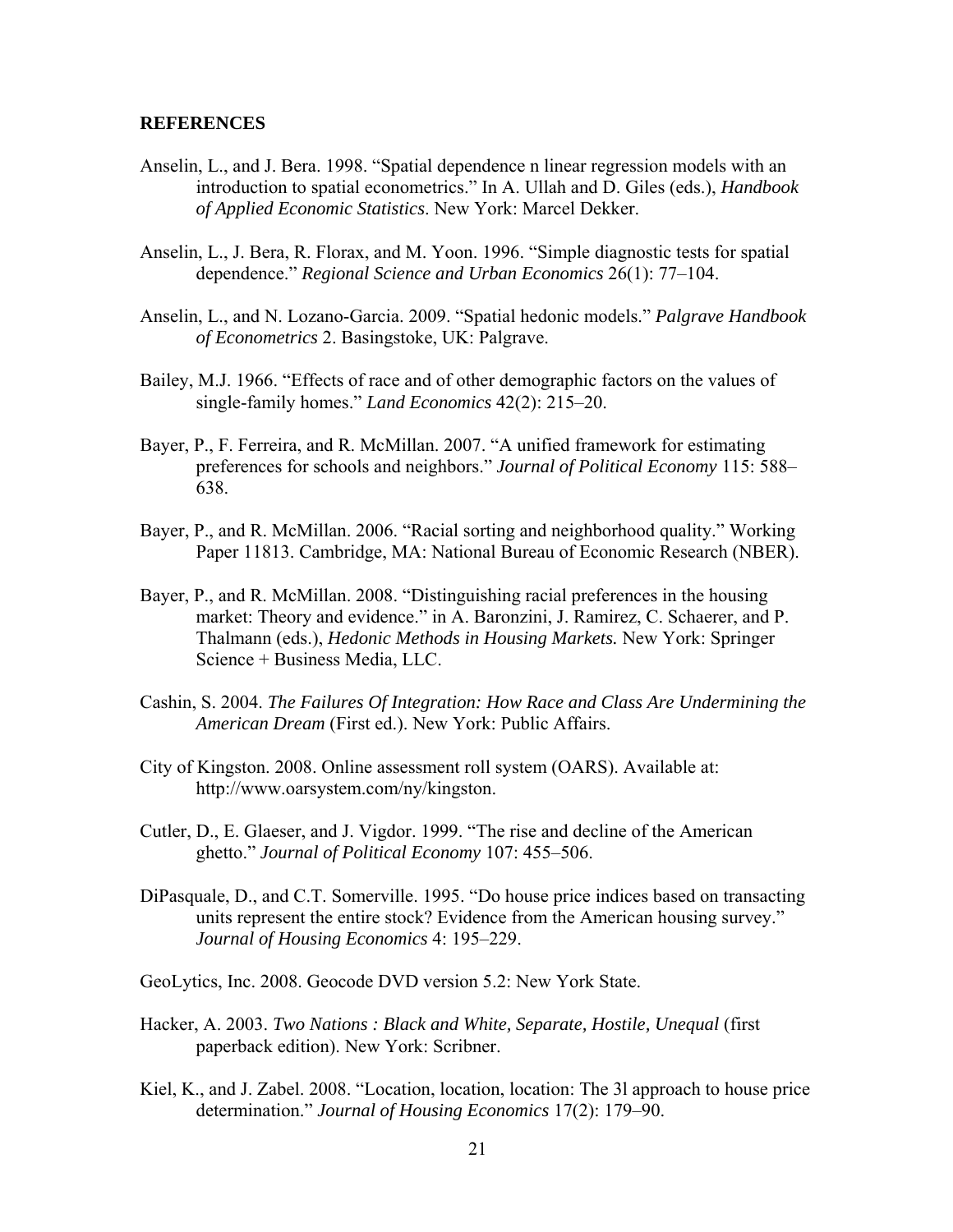**REFERENCES**

Anselin, L., and J. Bera. 1998. "Spatial dependence n linear regression models with an introduction to spatial econometrics." In A. Ullah and D. Giles (eds.), *Handbook of Applied Economic Statistics*. New York: Marcel Dekker.

Anselin, L., J. Bera, R. Florax, and M. Yoon. 1996. "Simple diagnostic tests for spatial dependence." *Regional Science and Urban Economics* 26(1): 77–104.

Anselin, L., and N. Lozano-Garcia. 2009. "Spatial hedonic models." *Palgrave Handbook of Econometrics* 2. Basingstoke, UK: Palgrave.

Bailey, M.J. 1966. "Effects of race and of other demographic factors on the values of single-family homes." *Land Economics* 42(2): 215–20.

Bayer, P., F. Ferreira, and R. McMillan. 2007. "A unified framework for estimating preferences for schools and neighbors." *Journal of Political Economy* 115: 588–638.

Bayer, P., and R. McMillan. 2006. "Racial sorting and neighborhood quality." Working Paper 11813. Cambridge, MA: National Bureau of Economic Research (NBER).

Bayer, P., and R. McMillan. 2008. "Distinguishing racial preferences in the housing market: Theory and evidence." in A. Baronzini, J. Ramirez, C. Schaerer, and P. Thalmann (eds.), *Hedonic Methods in Housing Markets.* New York: Springer Science + Business Media, LLC.

Cashin, S. 2004. *The Failures Of Integration: How Race and Class Are Undermining the American Dream* (First ed.). New York: Public Affairs.

City of Kingston. 2008. Online assessment roll system (OARS). Available at: http://www.oarsystem.com/ny/kingston.

Cutler, D., E. Glaeser, and J. Vigdor. 1999. "The rise and decline of the American ghetto." *Journal of Political Economy* 107: 455–506.

DiPasquale, D., and C.T. Somerville. 1995. "Do house price indices based on transacting units represent the entire stock? Evidence from the American housing survey." *Journal of Housing Economics* 4: 195–229.

GeoLytics, Inc. 2008. Geocode DVD version 5.2: New York State.

Hacker, A. 2003. *Two Nations : Black and White, Separate, Hostile, Unequal* (first paperback edition). New York: Scribner.

Kiel, K., and J. Zabel. 2008. "Location, location, location: The 3l approach to house price determination." *Journal of Housing Economics* 17(2): 179–90.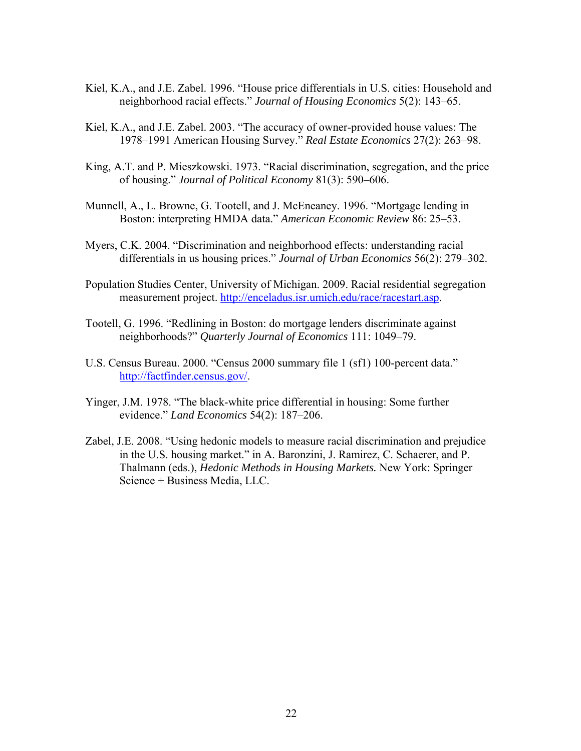Kiel, K.A., and J.E. Zabel. 1996. "House price differentials in U.S. cities: Household and neighborhood racial effects." *Journal of Housing Economics* 5(2): 143–65.

Kiel, K.A., and J.E. Zabel. 2003. "The accuracy of owner-provided house values: The 1978–1991 American Housing Survey." *Real Estate Economics* 27(2): 263–98.

King, A.T. and P. Mieszkowski. 1973. "Racial discrimination, segregation, and the price of housing." *Journal of Political Economy* 81(3): 590–606.

Munnell, A., L. Browne, G. Tootell, and J. McEneaney. 1996. "Mortgage lending in Boston: interpreting HMDA data." *American Economic Review* 86: 25–53.

Myers, C.K. 2004. "Discrimination and neighborhood effects: understanding racial differentials in us housing prices." *Journal of Urban Economics* 56(2): 279–302.

Population Studies Center, University of Michigan. 2009. Racial residential segregation measurement project. http://enceladus.isr.umich.edu/race/racestart.asp.

Tootell, G. 1996. "Redlining in Boston: do mortgage lenders discriminate against neighborhoods?" *Quarterly Journal of Economics* 111: 1049–79.

U.S. Census Bureau. 2000. "Census 2000 summary file 1 (sf1) 100-percent data." http://factfinder.census.gov/.

Yinger, J.M. 1978. "The black-white price differential in housing: Some further evidence." *Land Economics* 54(2): 187–206.

Zabel, J.E. 2008. "Using hedonic models to measure racial discrimination and prejudice in the U.S. housing market." in A. Baronzini, J. Ramirez, C. Schaerer, and P. Thalmann (eds.), *Hedonic Methods in Housing Markets.* New York: Springer Science + Business Media, LLC.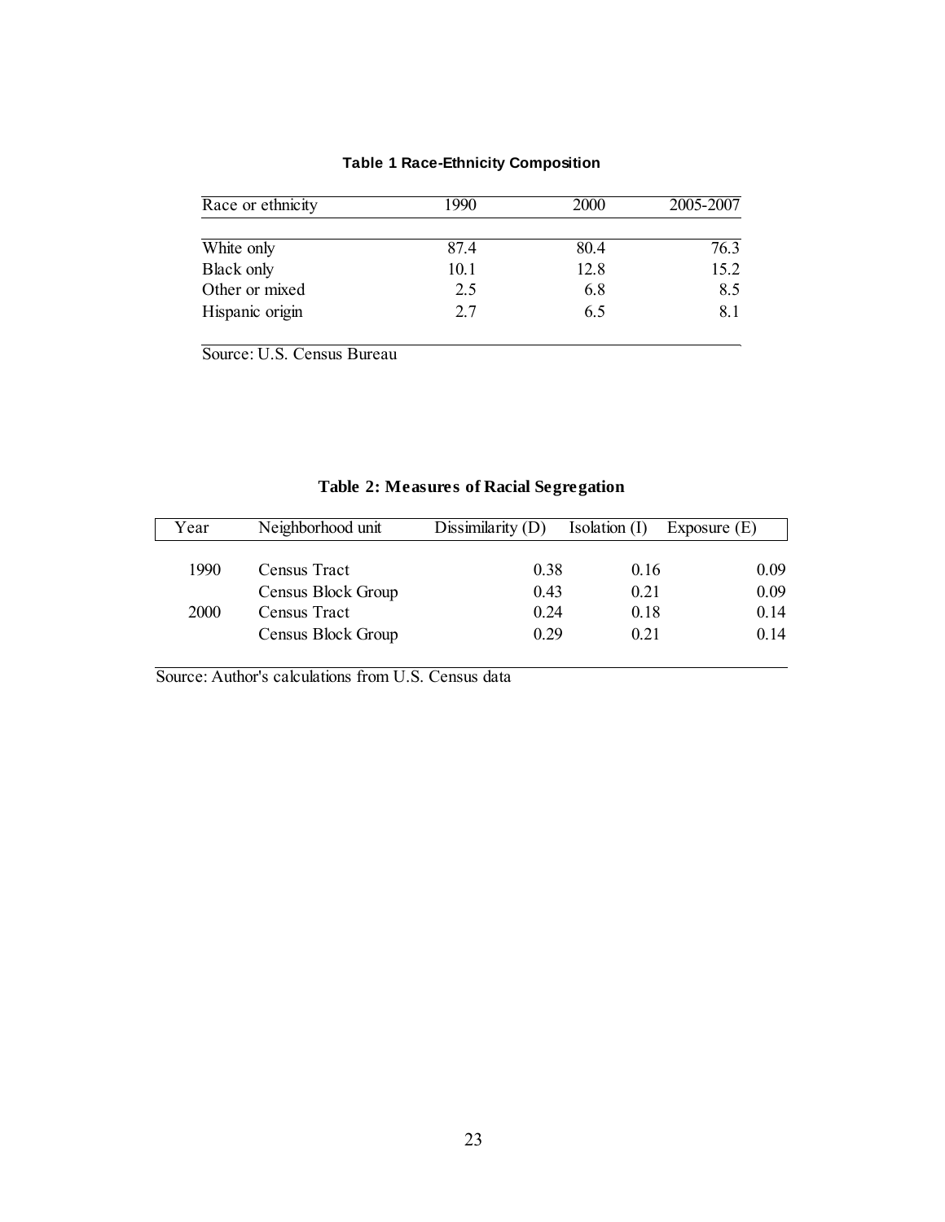**Table 1 Race-Ethnicity Composition**

| Race or ethnicity | 1990 | 2000 | 2005-2007 |
| --- | --- | --- | --- |
| White only | 87.4 | 80.4 | 76.3 |
| Black only | 10.1 | 12.8 | 15.2 |
| Other or mixed | 2.5 | 6.8 | 8.5 |
| Hispanic origin | 2.7 | 6.5 | 8.1 |

Source: U.S. Census Bureau

**Table 2: Measures of Racial Segregation**

| Year | Neighborhood unit | Dissimilarity (D) | Isolation (I) | Exposure (E) |
| --- | --- | --- | --- | --- |
| 1990 | Census Tract | 0.38 | 0.16 | 0.09 |
| | Census Block Group | 0.43 | 0.21 | 0.09 |
| 2000 | Census Tract | 0.24 | 0.18 | 0.14 |
| | Census Block Group | 0.29 | 0.21 | 0.14 |

Source: Author's calculations from U.S. Census data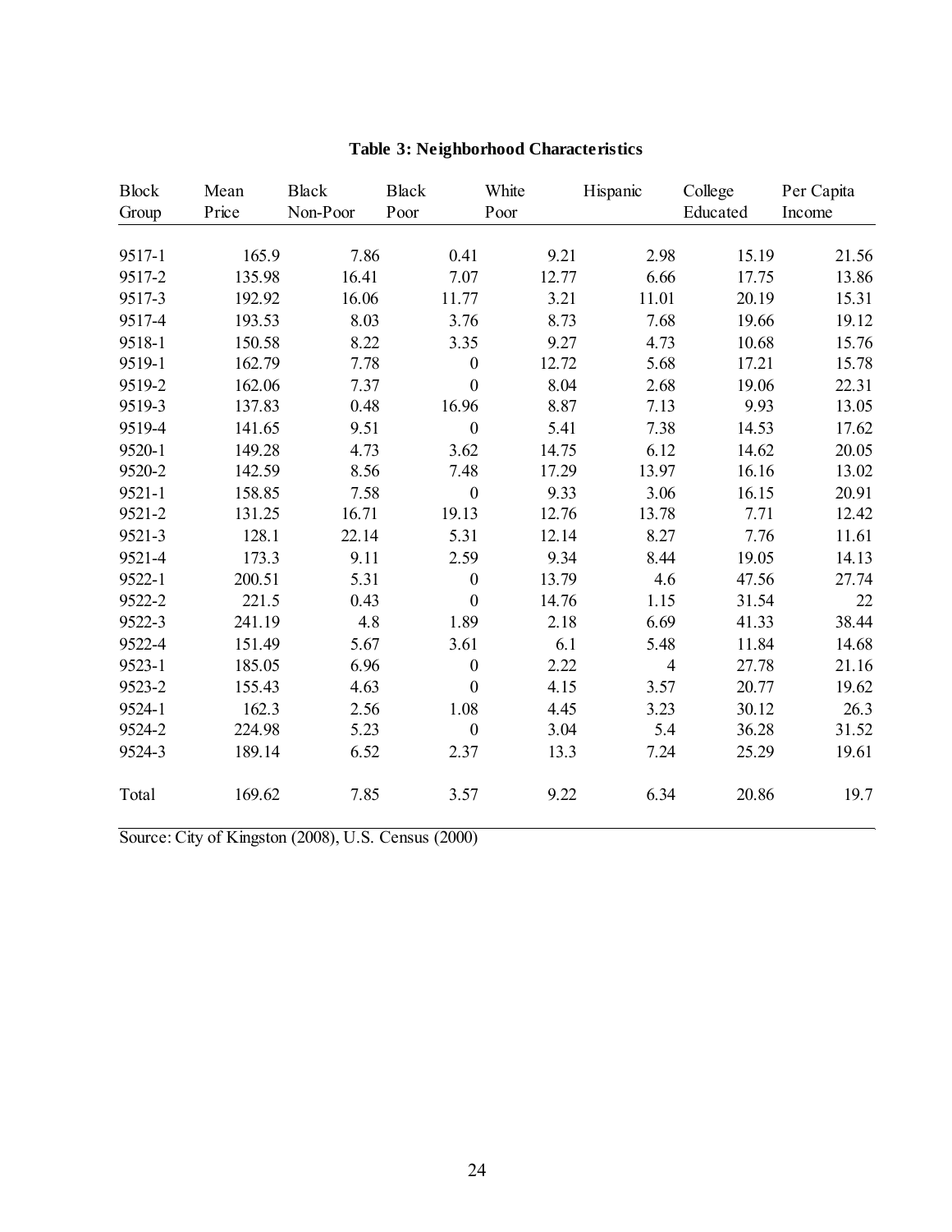**Table 3: Neighborhood Characteristics**

| Block Group | Mean Price | Black Non-Poor | Black Poor | White Poor | Hispanic | College Educated | Per Capita Income |
|---|---|---|---|---|---|---|---|
| 9517-1 | 165.9 | 7.86 | 0.41 | 9.21 | 2.98 | 15.19 | 21.56 |
| 9517-2 | 135.98 | 16.41 | 7.07 | 12.77 | 6.66 | 17.75 | 13.86 |
| 9517-3 | 192.92 | 16.06 | 11.77 | 3.21 | 11.01 | 20.19 | 15.31 |
| 9517-4 | 193.53 | 8.03 | 3.76 | 8.73 | 7.68 | 19.66 | 19.12 |
| 9518-1 | 150.58 | 8.22 | 3.35 | 9.27 | 4.73 | 10.68 | 15.76 |
| 9519-1 | 162.79 | 7.78 | 0 | 12.72 | 5.68 | 17.21 | 15.78 |
| 9519-2 | 162.06 | 7.37 | 0 | 8.04 | 2.68 | 19.06 | 22.31 |
| 9519-3 | 137.83 | 0.48 | 16.96 | 8.87 | 7.13 | 9.93 | 13.05 |
| 9519-4 | 141.65 | 9.51 | 0 | 5.41 | 7.38 | 14.53 | 17.62 |
| 9520-1 | 149.28 | 4.73 | 3.62 | 14.75 | 6.12 | 14.62 | 20.05 |
| 9520-2 | 142.59 | 8.56 | 7.48 | 17.29 | 13.97 | 16.16 | 13.02 |
| 9521-1 | 158.85 | 7.58 | 0 | 9.33 | 3.06 | 16.15 | 20.91 |
| 9521-2 | 131.25 | 16.71 | 19.13 | 12.76 | 13.78 | 7.71 | 12.42 |
| 9521-3 | 128.1 | 22.14 | 5.31 | 12.14 | 8.27 | 7.76 | 11.61 |
| 9521-4 | 173.3 | 9.11 | 2.59 | 9.34 | 8.44 | 19.05 | 14.13 |
| 9522-1 | 200.51 | 5.31 | 0 | 13.79 | 4.6 | 47.56 | 27.74 |
| 9522-2 | 221.5 | 0.43 | 0 | 14.76 | 1.15 | 31.54 | 22 |
| 9522-3 | 241.19 | 4.8 | 1.89 | 2.18 | 6.69 | 41.33 | 38.44 |
| 9522-4 | 151.49 | 5.67 | 3.61 | 6.1 | 5.48 | 11.84 | 14.68 |
| 9523-1 | 185.05 | 6.96 | 0 | 2.22 | 4 | 27.78 | 21.16 |
| 9523-2 | 155.43 | 4.63 | 0 | 4.15 | 3.57 | 20.77 | 19.62 |
| 9524-1 | 162.3 | 2.56 | 1.08 | 4.45 | 3.23 | 30.12 | 26.3 |
| 9524-2 | 224.98 | 5.23 | 0 | 3.04 | 5.4 | 36.28 | 31.52 |
| 9524-3 | 189.14 | 6.52 | 2.37 | 13.3 | 7.24 | 25.29 | 19.61 |
| Total | 169.62 | 7.85 | 3.57 | 9.22 | 6.34 | 20.86 | 19.7 |

Source: City of Kingston (2008), U.S. Census (2000)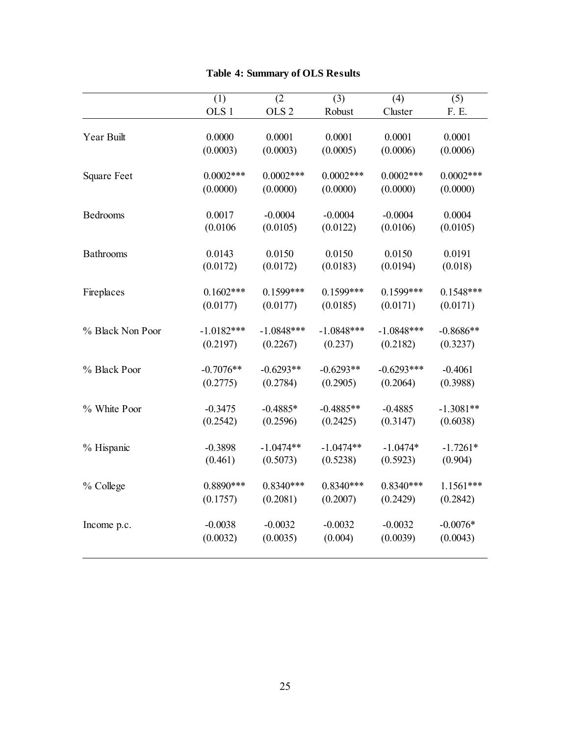**Table 4: Summary of OLS Results**

| | (1) OLS 1 | (2 OLS 2 | (3) Robust | (4) Cluster | (5) F. E. |
|---|---|---|---|---|---|
| Year Built | 0.0000 | 0.0001 | 0.0001 | 0.0001 | 0.0001 |
| | (0.0003) | (0.0003) | (0.0005) | (0.0006) | (0.0006) |
| Square Feet | 0.0002*** | 0.0002*** | 0.0002*** | 0.0002*** | 0.0002*** |
| | (0.0000) | (0.0000) | (0.0000) | (0.0000) | (0.0000) |
| Bedrooms | 0.0017 | -0.0004 | -0.0004 | -0.0004 | 0.0004 |
| | (0.0106 | (0.0105) | (0.0122) | (0.0106) | (0.0105) |
| Bathrooms | 0.0143 | 0.0150 | 0.0150 | 0.0150 | 0.0191 |
| | (0.0172) | (0.0172) | (0.0183) | (0.0194) | (0.018) |
| Fireplaces | 0.1602*** | 0.1599*** | 0.1599*** | 0.1599*** | 0.1548*** |
| | (0.0177) | (0.0177) | (0.0185) | (0.0171) | (0.0171) |
| % Black Non Poor | -1.0182*** | -1.0848*** | -1.0848*** | -1.0848*** | -0.8686** |
| | (0.2197) | (0.2267) | (0.237) | (0.2182) | (0.3237) |
| % Black Poor | -0.7076** | -0.6293** | -0.6293** | -0.6293*** | -0.4061 |
| | (0.2775) | (0.2784) | (0.2905) | (0.2064) | (0.3988) |
| % White Poor | -0.3475 | -0.4885* | -0.4885** | -0.4885 | -1.3081** |
| | (0.2542) | (0.2596) | (0.2425) | (0.3147) | (0.6038) |
| % Hispanic | -0.3898 | -1.0474** | -1.0474** | -1.0474* | -1.7261* |
| | (0.461) | (0.5073) | (0.5238) | (0.5923) | (0.904) |
| % College | 0.8890*** | 0.8340*** | 0.8340*** | 0.8340*** | 1.1561*** |
| | (0.1757) | (0.2081) | (0.2007) | (0.2429) | (0.2842) |
| Income p.c. | -0.0038 | -0.0032 | -0.0032 | -0.0032 | -0.0076* |
| | (0.0032) | (0.0035) | (0.004) | (0.0039) | (0.0043) |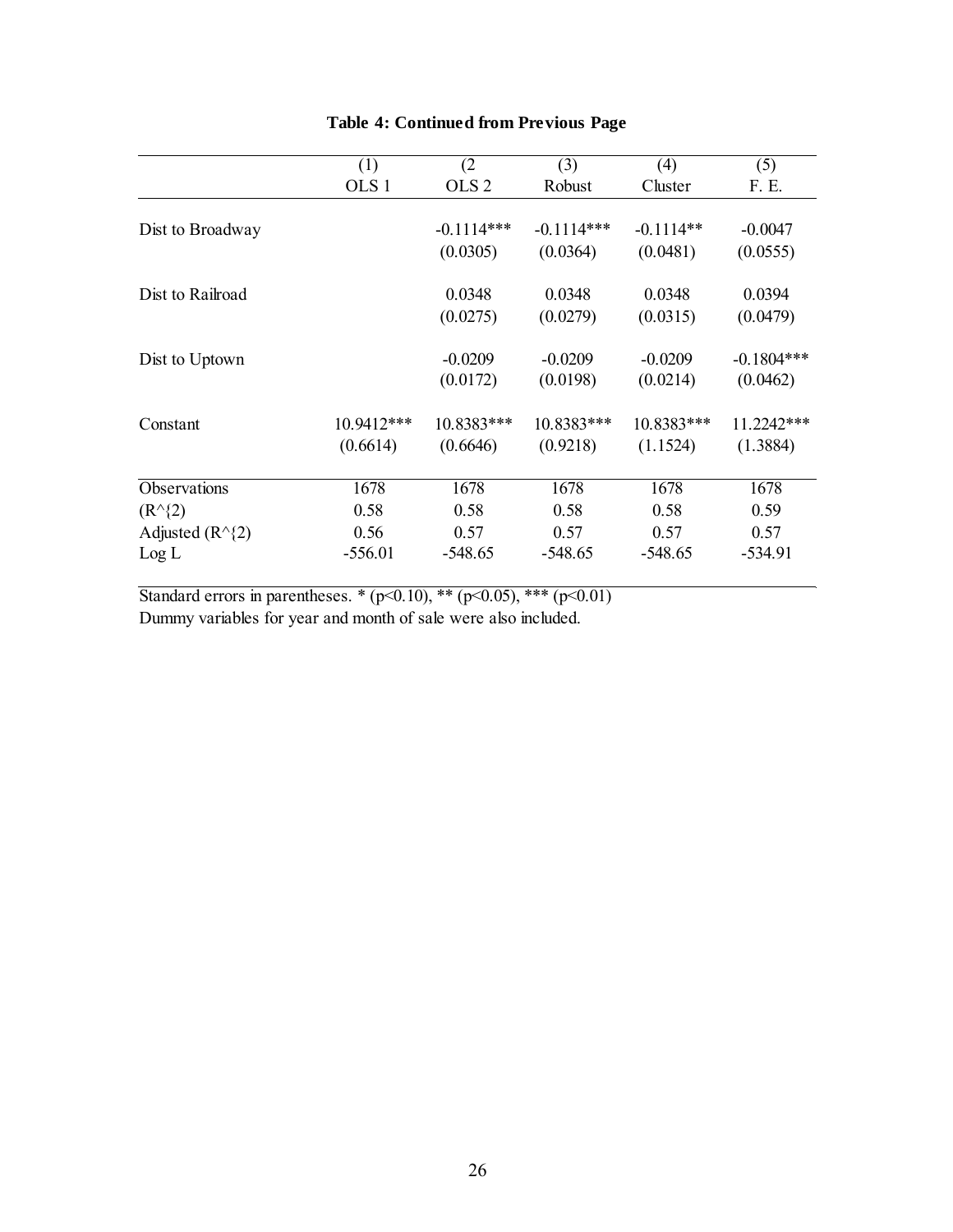**Table 4: Continued from Previous Page**

| | (1) | (2 | (3) | (4) | (5) |
|---|---|---|---|---|---|
| | OLS 1 | OLS 2 | Robust | Cluster | F. E. |
| Dist to Broadway | | -0.1114*** | -0.1114*** | -0.1114** | -0.0047 |
| | | (0.0305) | (0.0364) | (0.0481) | (0.0555) |
| Dist to Railroad | | 0.0348 | 0.0348 | 0.0348 | 0.0394 |
| | | (0.0275) | (0.0279) | (0.0315) | (0.0479) |
| Dist to Uptown | | -0.0209 | -0.0209 | -0.0209 | -0.1804*** |
| | | (0.0172) | (0.0198) | (0.0214) | (0.0462) |
| Constant | 10.9412*** | 10.8383*** | 10.8383*** | 10.8383*** | 11.2242*** |
| | (0.6614) | (0.6646) | (0.9218) | (1.1524) | (1.3884) |
| Observations | 1678 | 1678 | 1678 | 1678 | 1678 |
| (R^{2}) | 0.58 | 0.58 | 0.58 | 0.58 | 0.59 |
| Adjusted (R^{2}) | 0.56 | 0.57 | 0.57 | 0.57 | 0.57 |
| Log L | -556.01 | -548.65 | -548.65 | -548.65 | -534.91 |

Standard errors in parentheses. * ($p<0.10$), ** ($p<0.05$), *** ($p<0.01$)

Dummy variables for year and month of sale were also included.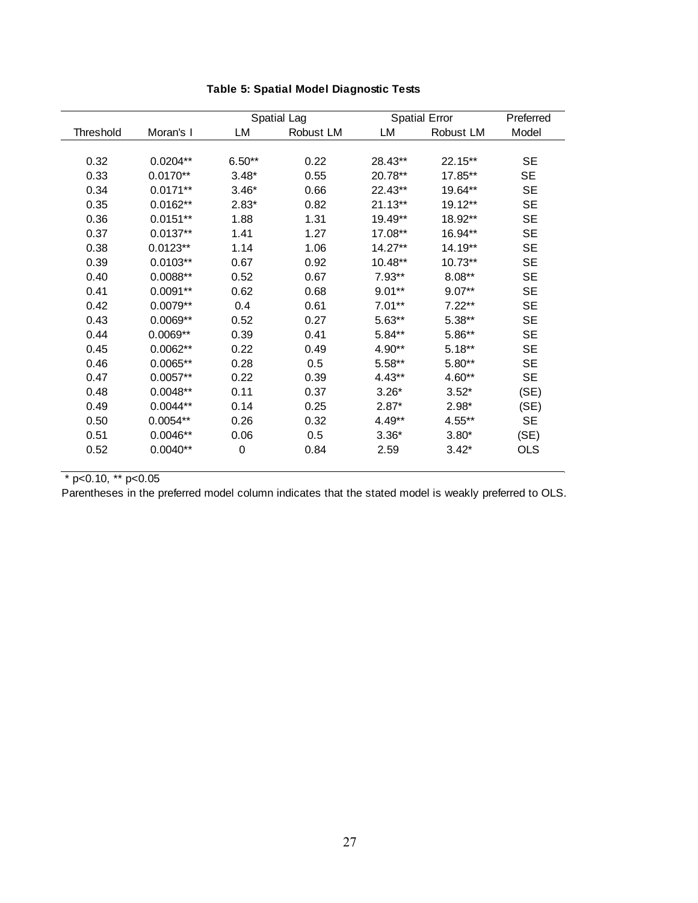**Table 5: Spatial Model Diagnostic Tests**

| Threshold | Moran's I | Spatial Lag LM | Spatial Lag Robust LM | Spatial Error LM | Spatial Error Robust LM | Preferred Model |
|---|---|---|---|---|---|---|
| 0.32 | 0.0204** | 6.50** | 0.22 | 28.43** | 22.15** | SE |
| 0.33 | 0.0170** | 3.48* | 0.55 | 20.78** | 17.85** | SE |
| 0.34 | 0.0171** | 3.46* | 0.66 | 22.43** | 19.64** | SE |
| 0.35 | 0.0162** | 2.83* | 0.82 | 21.13** | 19.12** | SE |
| 0.36 | 0.0151** | 1.88 | 1.31 | 19.49** | 18.92** | SE |
| 0.37 | 0.0137** | 1.41 | 1.27 | 17.08** | 16.94** | SE |
| 0.38 | 0.0123** | 1.14 | 1.06 | 14.27** | 14.19** | SE |
| 0.39 | 0.0103** | 0.67 | 0.92 | 10.48** | 10.73** | SE |
| 0.40 | 0.0088** | 0.52 | 0.67 | 7.93** | 8.08** | SE |
| 0.41 | 0.0091** | 0.62 | 0.68 | 9.01** | 9.07** | SE |
| 0.42 | 0.0079** | 0.4 | 0.61 | 7.01** | 7.22** | SE |
| 0.43 | 0.0069** | 0.52 | 0.27 | 5.63** | 5.38** | SE |
| 0.44 | 0.0069** | 0.39 | 0.41 | 5.84** | 5.86** | SE |
| 0.45 | 0.0062** | 0.22 | 0.49 | 4.90** | 5.18** | SE |
| 0.46 | 0.0065** | 0.28 | 0.5 | 5.58** | 5.80** | SE |
| 0.47 | 0.0057** | 0.22 | 0.39 | 4.43** | 4.60** | SE |
| 0.48 | 0.0048** | 0.11 | 0.37 | 3.26* | 3.52* | (SE) |
| 0.49 | 0.0044** | 0.14 | 0.25 | 2.87* | 2.98* | (SE) |
| 0.50 | 0.0054** | 0.26 | 0.32 | 4.49** | 4.55** | SE |
| 0.51 | 0.0046** | 0.06 | 0.5 | 3.36* | 3.80* | (SE) |
| 0.52 | 0.0040** | 0 | 0.84 | 2.59 | 3.42* | OLS |

* p<0.10, ** p<0.05

Parentheses in the preferred model column indicates that the stated model is weakly preferred to OLS.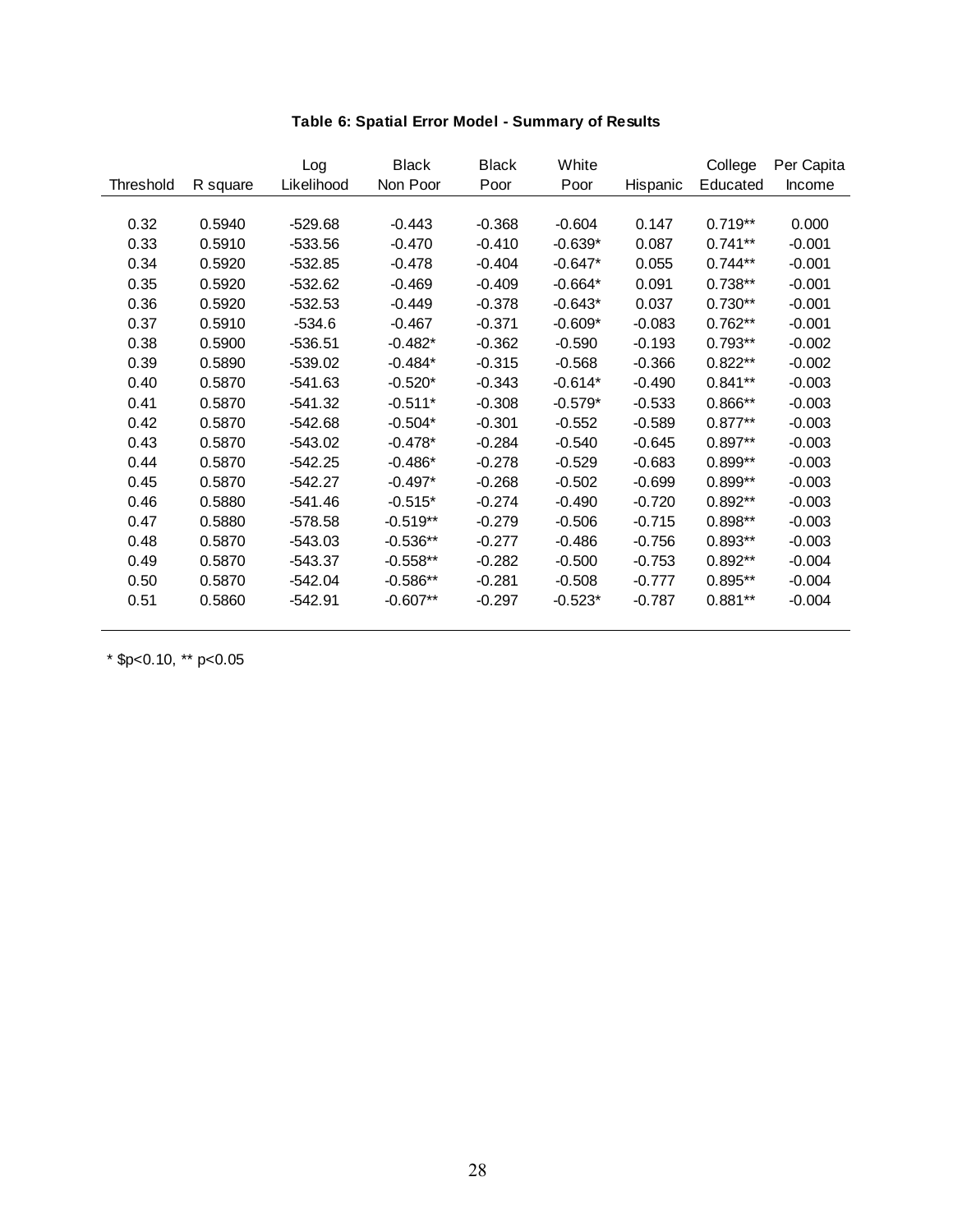**Table 6: Spatial Error Model - Summary of Results**

| Threshold | R square | Log Likelihood | Black Non Poor | Black Poor | White Poor | Hispanic | College Educated | Per Capita Income |
|---|---|---|---|---|---|---|---|---|
| 0.32 | 0.5940 | -529.68 | -0.443 | -0.368 | -0.604 | 0.147 | 0.719** | 0.000 |
| 0.33 | 0.5910 | -533.56 | -0.470 | -0.410 | -0.639* | 0.087 | 0.741** | -0.001 |
| 0.34 | 0.5920 | -532.85 | -0.478 | -0.404 | -0.647* | 0.055 | 0.744** | -0.001 |
| 0.35 | 0.5920 | -532.62 | -0.469 | -0.409 | -0.664* | 0.091 | 0.738** | -0.001 |
| 0.36 | 0.5920 | -532.53 | -0.449 | -0.378 | -0.643* | 0.037 | 0.730** | -0.001 |
| 0.37 | 0.5910 | -534.6 | -0.467 | -0.371 | -0.609* | -0.083 | 0.762** | -0.001 |
| 0.38 | 0.5900 | -536.51 | -0.482* | -0.362 | -0.590 | -0.193 | 0.793** | -0.002 |
| 0.39 | 0.5890 | -539.02 | -0.484* | -0.315 | -0.568 | -0.366 | 0.822** | -0.002 |
| 0.40 | 0.5870 | -541.63 | -0.520* | -0.343 | -0.614* | -0.490 | 0.841** | -0.003 |
| 0.41 | 0.5870 | -541.32 | -0.511* | -0.308 | -0.579* | -0.533 | 0.866** | -0.003 |
| 0.42 | 0.5870 | -542.68 | -0.504* | -0.301 | -0.552 | -0.589 | 0.877** | -0.003 |
| 0.43 | 0.5870 | -543.02 | -0.478* | -0.284 | -0.540 | -0.645 | 0.897** | -0.003 |
| 0.44 | 0.5870 | -542.25 | -0.486* | -0.278 | -0.529 | -0.683 | 0.899** | -0.003 |
| 0.45 | 0.5870 | -542.27 | -0.497* | -0.268 | -0.502 | -0.699 | 0.899** | -0.003 |
| 0.46 | 0.5880 | -541.46 | -0.515* | -0.274 | -0.490 | -0.720 | 0.892** | -0.003 |
| 0.47 | 0.5880 | -578.58 | -0.519** | -0.279 | -0.506 | -0.715 | 0.898** | -0.003 |
| 0.48 | 0.5870 | -543.03 | -0.536** | -0.277 | -0.486 | -0.756 | 0.893** | -0.003 |
| 0.49 | 0.5870 | -543.37 | -0.558** | -0.282 | -0.500 | -0.753 | 0.892** | -0.004 |
| 0.50 | 0.5870 | -542.04 | -0.586** | -0.281 | -0.508 | -0.777 | 0.895** | -0.004 |
| 0.51 | 0.5860 | -542.91 | -0.607** | -0.297 | -0.523* | -0.787 | 0.881** | -0.004 |

* $p<0.10, ** p<0.05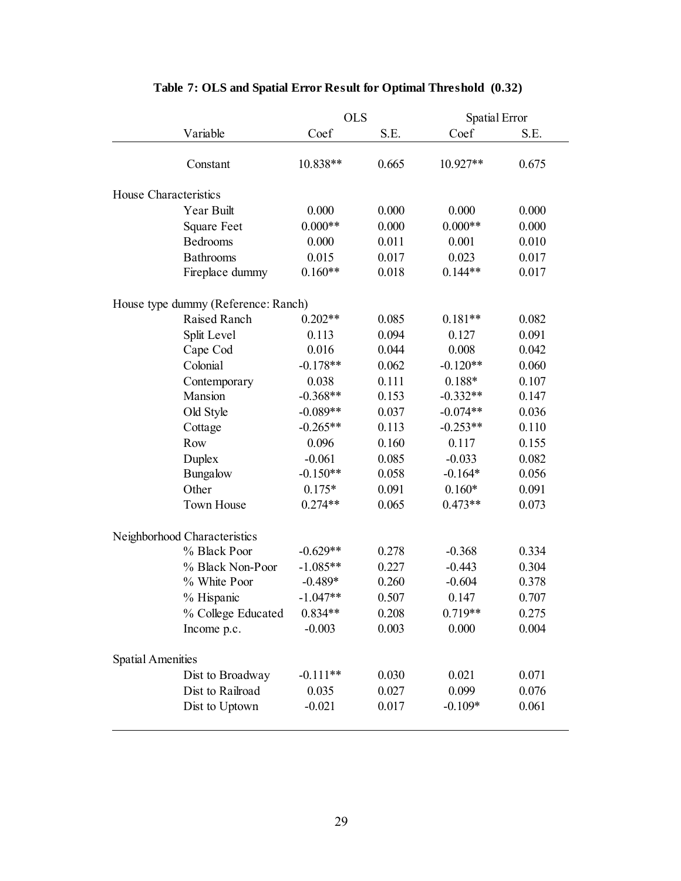**Table 7: OLS and Spatial Error Result for Optimal Threshold (0.32)**

| Variable | OLS | | Spatial Error | |
|---|---|---|---|---|
| | Coef | S.E. | Coef | S.E. |
| Constant | 10.838** | 0.665 | 10.927** | 0.675 |
| House Characteristics | | | | |
| Year Built | 0.000 | 0.000 | 0.000 | 0.000 |
| Square Feet | 0.000** | 0.000 | 0.000** | 0.000 |
| Bedrooms | 0.000 | 0.011 | 0.001 | 0.010 |
| Bathrooms | 0.015 | 0.017 | 0.023 | 0.017 |
| Fireplace dummy | 0.160** | 0.018 | 0.144** | 0.017 |
| House type dummy (Reference: Ranch) | | | | |
| Raised Ranch | 0.202** | 0.085 | 0.181** | 0.082 |
| Split Level | 0.113 | 0.094 | 0.127 | 0.091 |
| Cape Cod | 0.016 | 0.044 | 0.008 | 0.042 |
| Colonial | -0.178** | 0.062 | -0.120** | 0.060 |
| Contemporary | 0.038 | 0.111 | 0.188* | 0.107 |
| Mansion | -0.368** | 0.153 | -0.332** | 0.147 |
| Old Style | -0.089** | 0.037 | -0.074** | 0.036 |
| Cottage | -0.265** | 0.113 | -0.253** | 0.110 |
| Row | 0.096 | 0.160 | 0.117 | 0.155 |
| Duplex | -0.061 | 0.085 | -0.033 | 0.082 |
| Bungalow | -0.150** | 0.058 | -0.164* | 0.056 |
| Other | 0.175* | 0.091 | 0.160* | 0.091 |
| Town House | 0.274** | 0.065 | 0.473** | 0.073 |
| Neighborhood Characteristics | | | | |
| % Black Poor | -0.629** | 0.278 | -0.368 | 0.334 |
| % Black Non-Poor | -1.085** | 0.227 | -0.443 | 0.304 |
| % White Poor | -0.489* | 0.260 | -0.604 | 0.378 |
| % Hispanic | -1.047** | 0.507 | 0.147 | 0.707 |
| % College Educated | 0.834** | 0.208 | 0.719** | 0.275 |
| Income p.c. | -0.003 | 0.003 | 0.000 | 0.004 |
| Spatial Amenities | | | | |
| Dist to Broadway | -0.111** | 0.030 | 0.021 | 0.071 |
| Dist to Railroad | 0.035 | 0.027 | 0.099 | 0.076 |
| Dist to Uptown | -0.021 | 0.017 | -0.109* | 0.061 |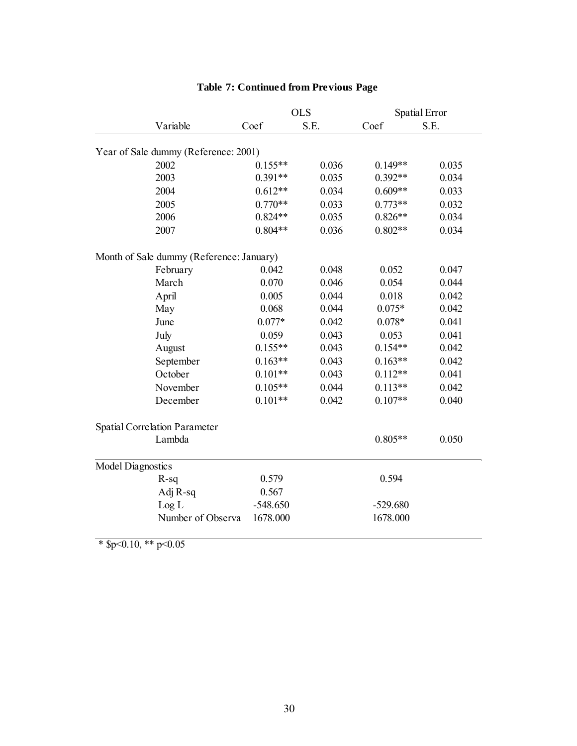**Table 7: Continued from Previous Page**

| Variable | OLS | | Spatial Error | |
|---|---|---|---|---|
| | Coef | S.E. | Coef | S.E. |
| Year of Sale dummy (Reference: 2001) | | | | |
| 2002 | 0.155** | 0.036 | 0.149** | 0.035 |
| 2003 | 0.391** | 0.035 | 0.392** | 0.034 |
| 2004 | 0.612** | 0.034 | 0.609** | 0.033 |
| 2005 | 0.770** | 0.033 | 0.773** | 0.032 |
| 2006 | 0.824** | 0.035 | 0.826** | 0.034 |
| 2007 | 0.804** | 0.036 | 0.802** | 0.034 |
| Month of Sale dummy (Reference: January) | | | | |
| February | 0.042 | 0.048 | 0.052 | 0.047 |
| March | 0.070 | 0.046 | 0.054 | 0.044 |
| April | 0.005 | 0.044 | 0.018 | 0.042 |
| May | 0.068 | 0.044 | 0.075* | 0.042 |
| June | 0.077* | 0.042 | 0.078* | 0.041 |
| July | 0.059 | 0.043 | 0.053 | 0.041 |
| August | 0.155** | 0.043 | 0.154** | 0.042 |
| September | 0.163** | 0.043 | 0.163** | 0.042 |
| October | 0.101** | 0.043 | 0.112** | 0.041 |
| November | 0.105** | 0.044 | 0.113** | 0.042 |
| December | 0.101** | 0.042 | 0.107** | 0.040 |
| Spatial Correlation Parameter | | | | |
| Lambda | | | 0.805** | 0.050 |
| Model Diagnostics | | | | |
| R-sq | 0.579 | | 0.594 | |
| Adj R-sq | 0.567 | | | |
| Log L | -548.650 | | -529.680 | |
| Number of Observa | 1678.000 | | 1678.000 | |

* $p<0.10, ** p<0.05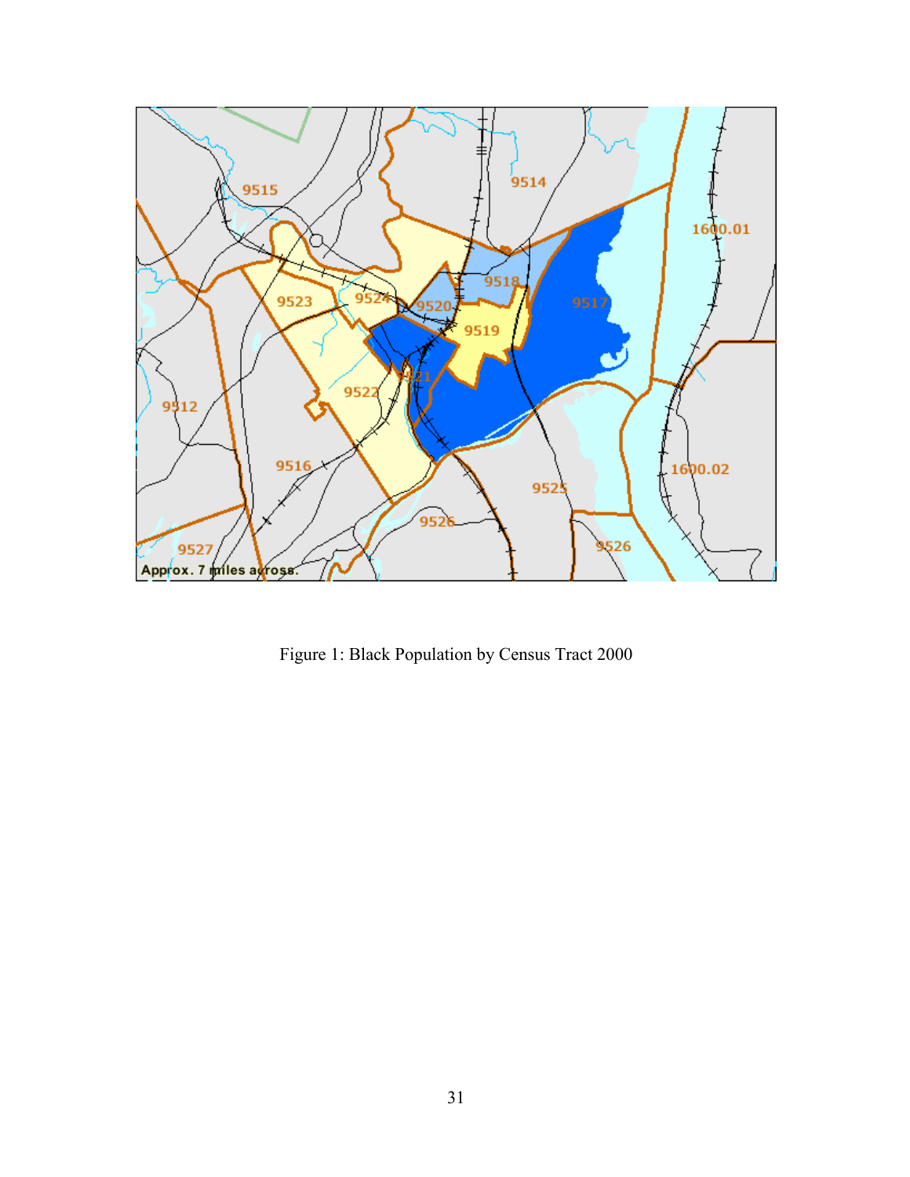Figure 1: Black Population by Census Tract 2000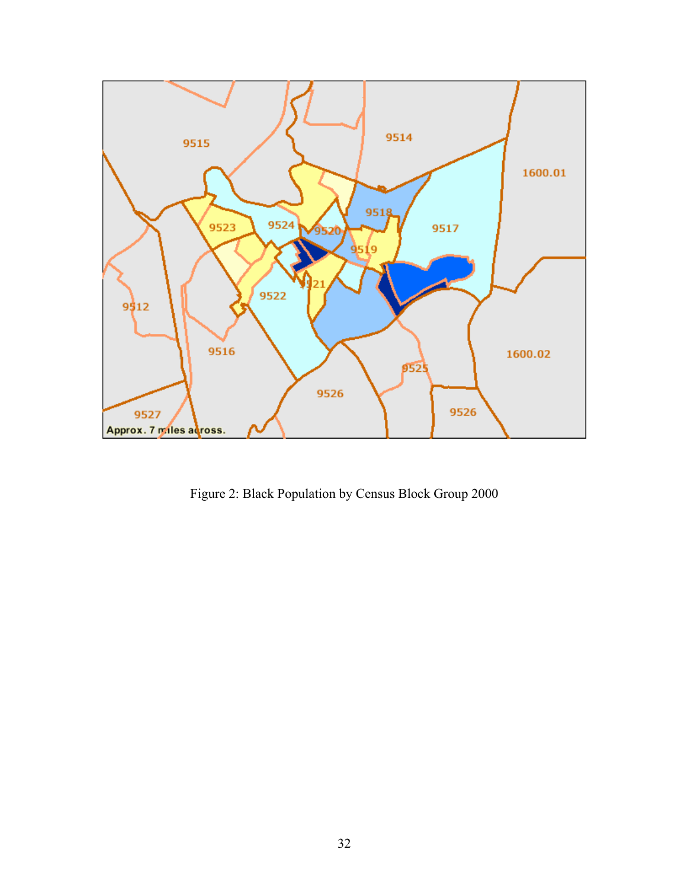Figure 2: Black Population by Census Block Group 2000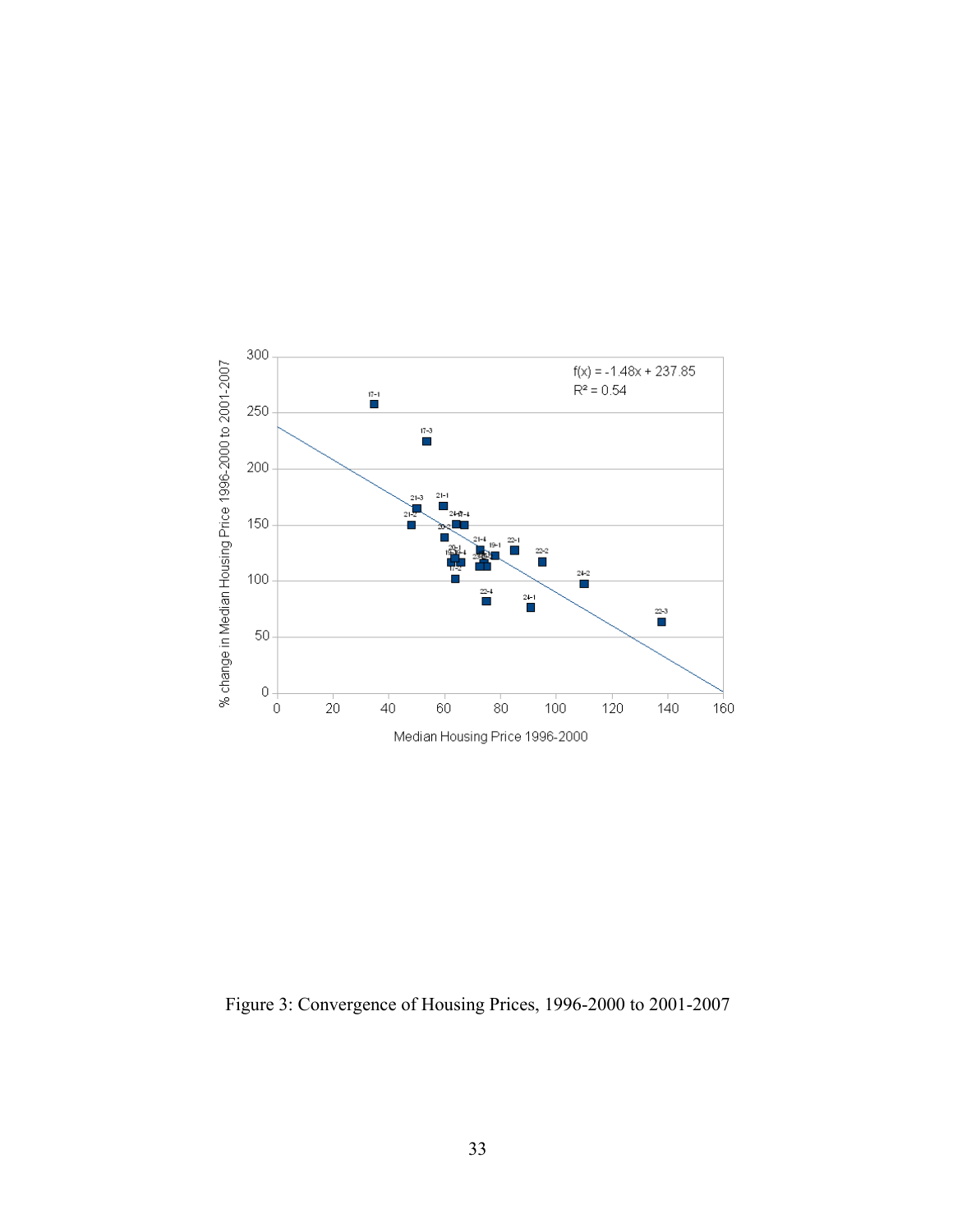Figure 3: Convergence of Housing Prices, 1996-2000 to 2001-2007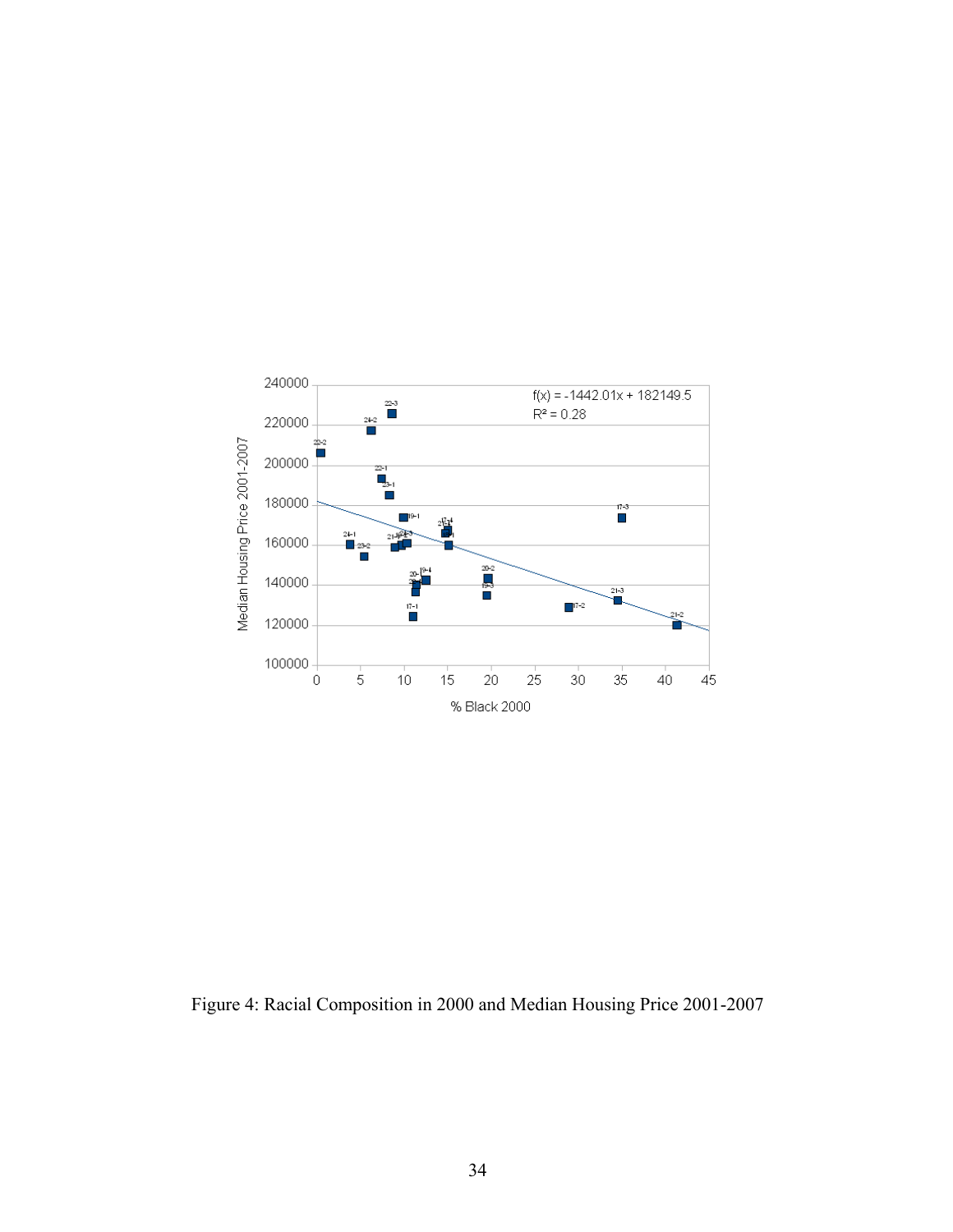Figure 4: Racial Composition in 2000 and Median Housing Price 2001-2007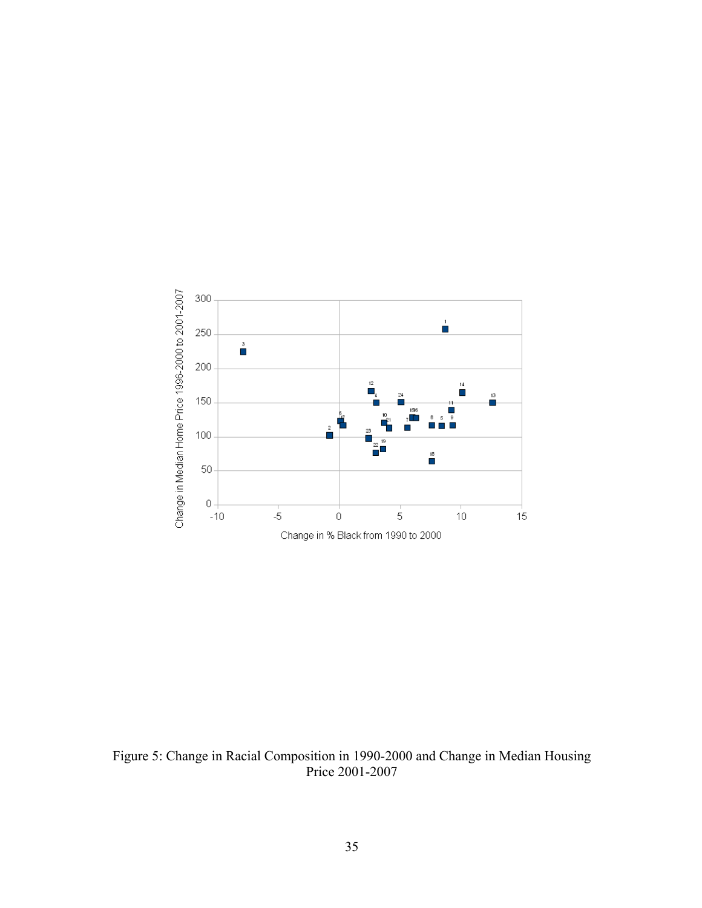Change in Median Home Price 1996-2000 to 2001-2007

300
250
200
150
100
50
0

-10
-5
0
5
10
15

Change in % Black from 1990 to 2000

1
2
3
4
5
6
7
8
9
10
11
12
13
14
15
16
17
18
19
21
22
23
24

Figure 5: Change in Racial Composition in 1990-2000 and Change in Median Housing Price 2001-2007